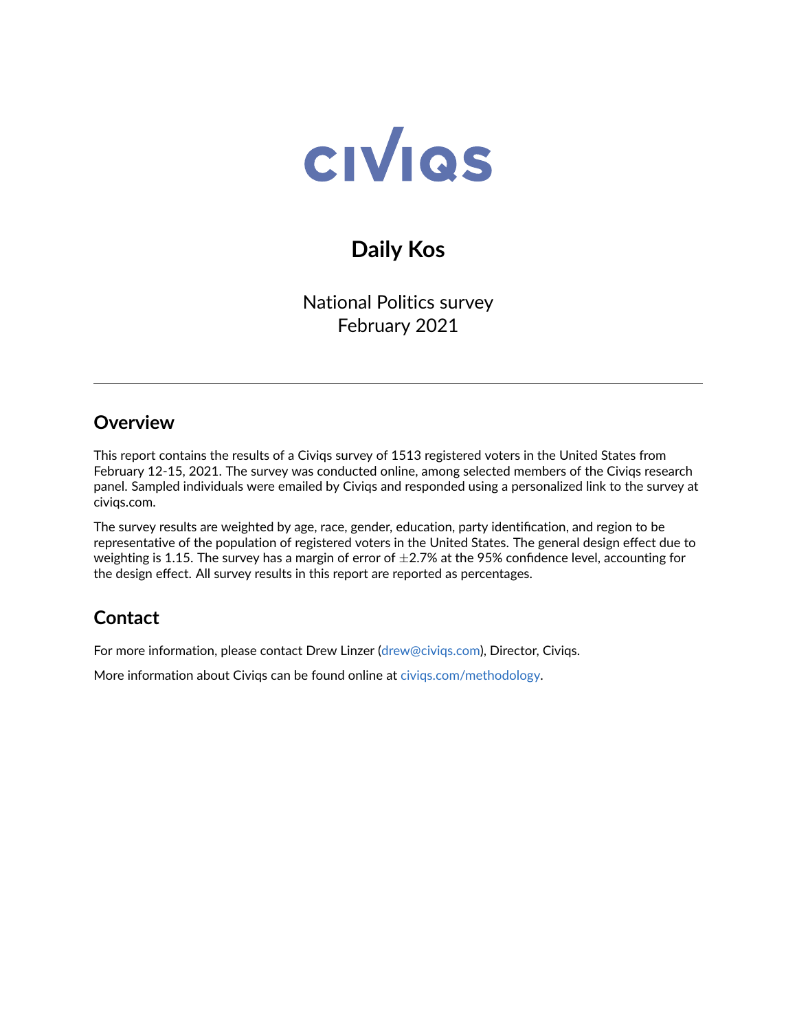CIVIQS

# Daily Kos

National Politics survey
February 2021

---

## Overview

This report contains the results of a Civiqs survey of 1513 registered voters in the United States from February 12-15, 2021. The survey was conducted online, among selected members of the Civiqs research panel. Sampled individuals were emailed by Civiqs and responded using a personalized link to the survey at civiqs.com.

The survey results are weighted by age, race, gender, education, party identification, and region to be representative of the population of registered voters in the United States. The general design effect due to weighting is 1.15. The survey has a margin of error of $\pm$2.7% at the 95% confidence level, accounting for the design effect. All survey results in this report are reported as percentages.

## Contact

For more information, please contact Drew Linzer (drew@civiqs.com), Director, Civiqs.

More information about Civiqs can be found online at civiqs.com/methodology.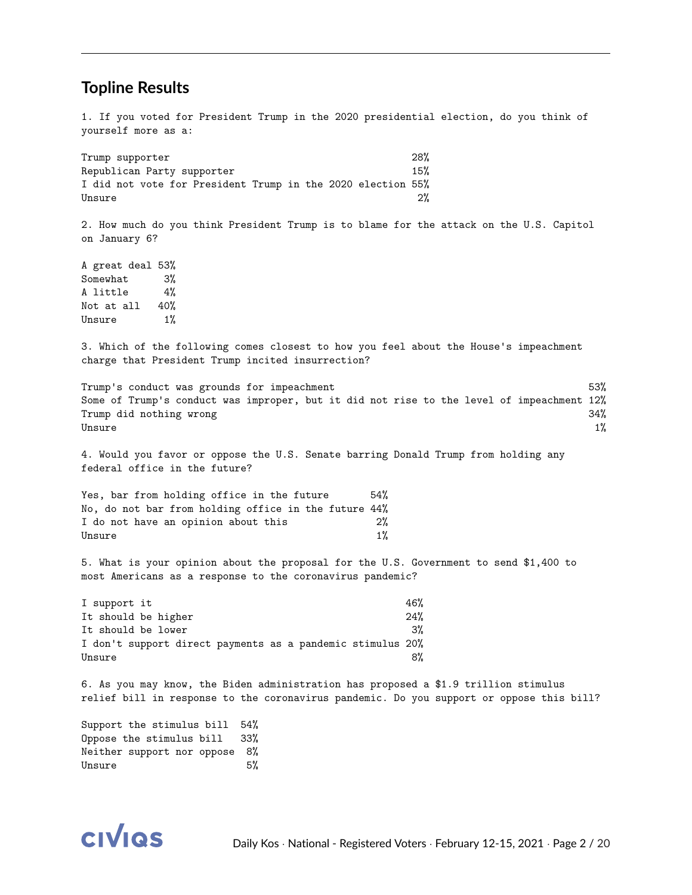## Topline Results

1. If you voted for President Trump in the 2020 presidential election, do you think of yourself more as a:

| | |
|---|---|
| Trump supporter | 28% |
| Republican Party supporter | 15% |
| I did not vote for President Trump in the 2020 election | 55% |
| Unsure | 2% |

2. How much do you think President Trump is to blame for the attack on the U.S. Capitol on January 6?

| | |
|---|---|
| A great deal | 53% |
| Somewhat | 3% |
| A little | 4% |
| Not at all | 40% |
| Unsure | 1% |

3. Which of the following comes closest to how you feel about the House's impeachment charge that President Trump incited insurrection?

| | |
|---|---|
| Trump's conduct was grounds for impeachment | 53% |
| Some of Trump's conduct was improper, but it did not rise to the level of impeachment | 12% |
| Trump did nothing wrong | 34% |
| Unsure | 1% |

4. Would you favor or oppose the U.S. Senate barring Donald Trump from holding any federal office in the future?

| | |
|---|---|
| Yes, bar from holding office in the future | 54% |
| No, do not bar from holding office in the future | 44% |
| I do not have an opinion about this | 2% |
| Unsure | 1% |

5. What is your opinion about the proposal for the U.S. Government to send $1,400 to most Americans as a response to the coronavirus pandemic?

| | |
|---|---|
| I support it | 46% |
| It should be higher | 24% |
| It should be lower | 3% |
| I don't support direct payments as a pandemic stimulus | 20% |
| Unsure | 8% |

6. As you may know, the Biden administration has proposed a $1.9 trillion stimulus relief bill in response to the coronavirus pandemic. Do you support or oppose this bill?

| | |
|---|---|
| Support the stimulus bill | 54% |
| Oppose the stimulus bill | 33% |
| Neither support nor oppose | 8% |
| Unsure | 5% |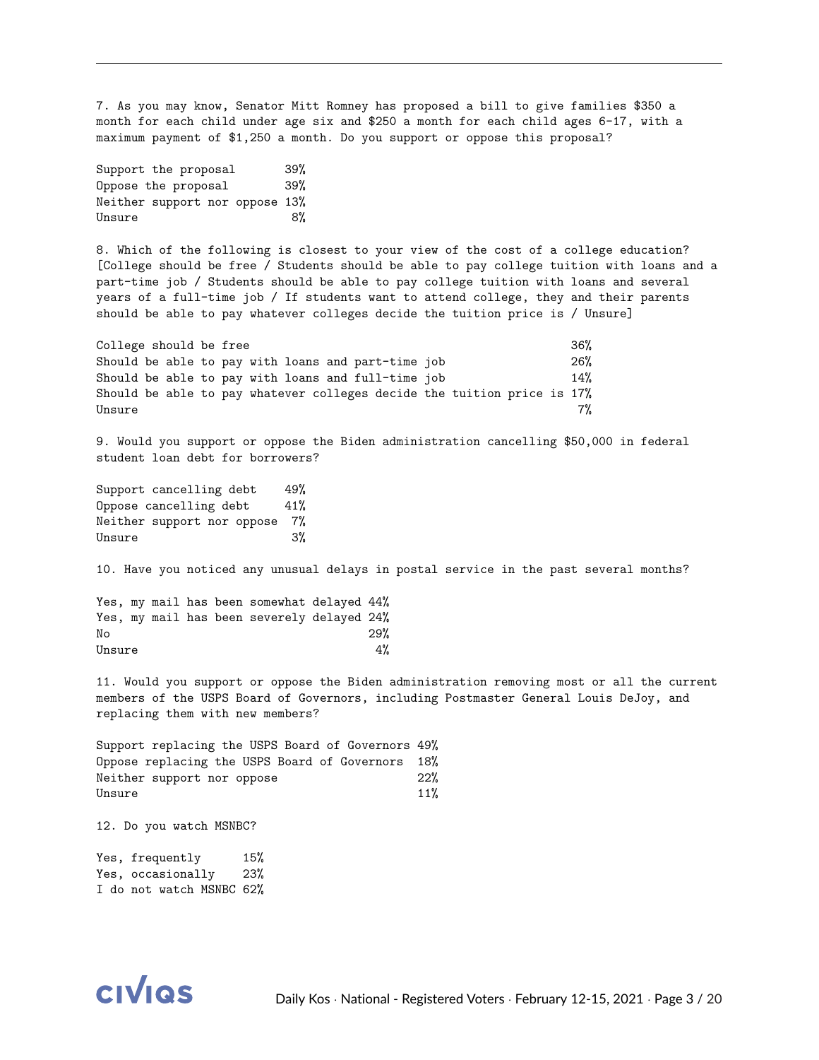7. As you may know, Senator Mitt Romney has proposed a bill to give families $350 a month for each child under age six and $250 a month for each child ages 6-17, with a maximum payment of $1,250 a month. Do you support or oppose this proposal?

| Response | % |
|---|---|
| Support the proposal | 39% |
| Oppose the proposal | 39% |
| Neither support nor oppose | 13% |
| Unsure | 8% |

8. Which of the following is closest to your view of the cost of a college education? [College should be free / Students should be able to pay college tuition with loans and a part-time job / Students should be able to pay college tuition with loans and several years of a full-time job / If students want to attend college, they and their parents should be able to pay whatever colleges decide the tuition price is / Unsure]

| Response | % |
|---|---|
| College should be free | 36% |
| Should be able to pay with loans and part-time job | 26% |
| Should be able to pay with loans and full-time job | 14% |
| Should be able to pay whatever colleges decide the tuition price is | 17% |
| Unsure | 7% |

9. Would you support or oppose the Biden administration cancelling $50,000 in federal student loan debt for borrowers?

| Response | % |
|---|---|
| Support cancelling debt | 49% |
| Oppose cancelling debt | 41% |
| Neither support nor oppose | 7% |
| Unsure | 3% |

10. Have you noticed any unusual delays in postal service in the past several months?

| Response | % |
|---|---|
| Yes, my mail has been somewhat delayed | 44% |
| Yes, my mail has been severely delayed | 24% |
| No | 29% |
| Unsure | 4% |

11. Would you support or oppose the Biden administration removing most or all the current members of the USPS Board of Governors, including Postmaster General Louis DeJoy, and replacing them with new members?

| Response | % |
|---|---|
| Support replacing the USPS Board of Governors | 49% |
| Oppose replacing the USPS Board of Governors | 18% |
| Neither support nor oppose | 22% |
| Unsure | 11% |

12. Do you watch MSNBC?

| Response | % |
|---|---|
| Yes, frequently | 15% |
| Yes, occasionally | 23% |
| I do not watch MSNBC | 62% |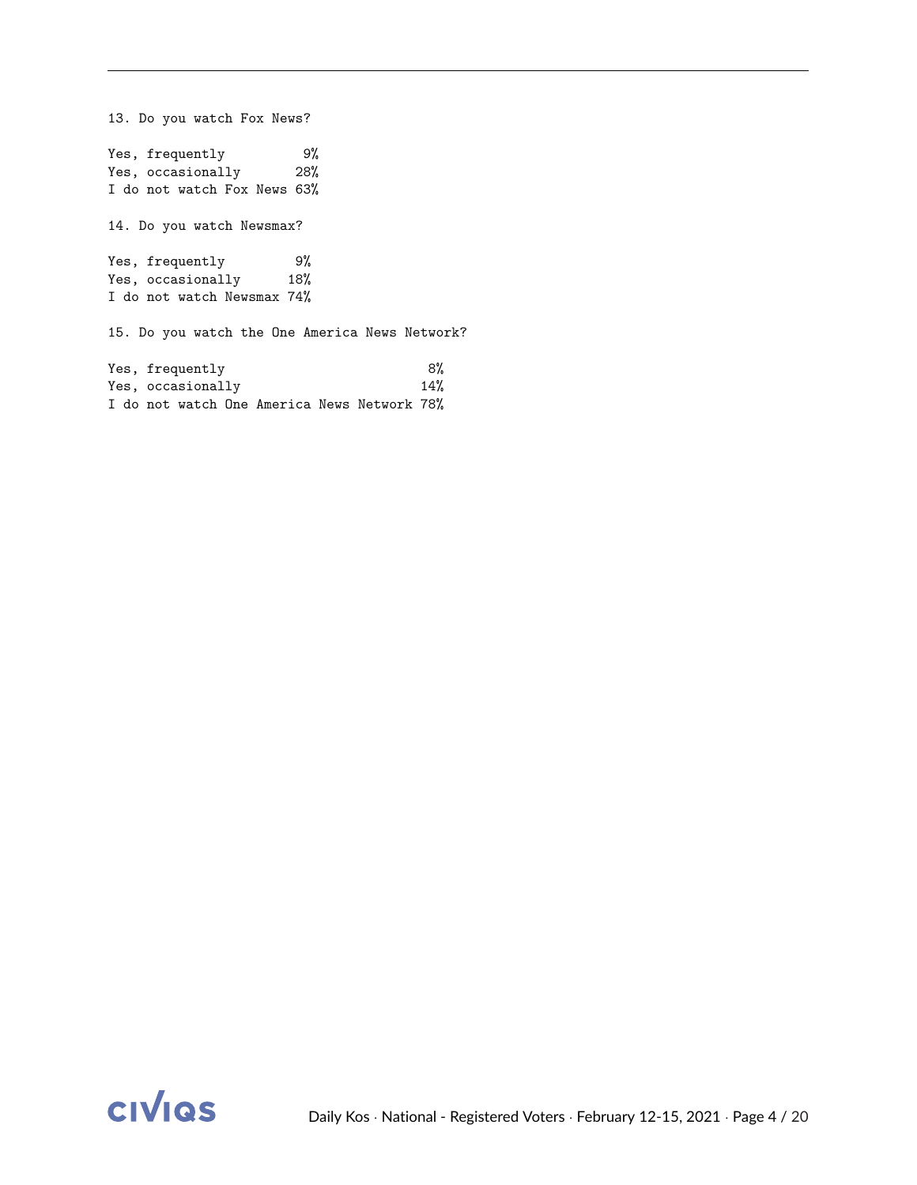13. Do you watch Fox News?

| | |
|---|---|
| Yes, frequently | 9% |
| Yes, occasionally | 28% |
| I do not watch Fox News | 63% |

14. Do you watch Newsmax?

| | |
|---|---|
| Yes, frequently | 9% |
| Yes, occasionally | 18% |
| I do not watch Newsmax | 74% |

15. Do you watch the One America News Network?

| | |
|---|---|
| Yes, frequently | 8% |
| Yes, occasionally | 14% |
| I do not watch One America News Network | 78% |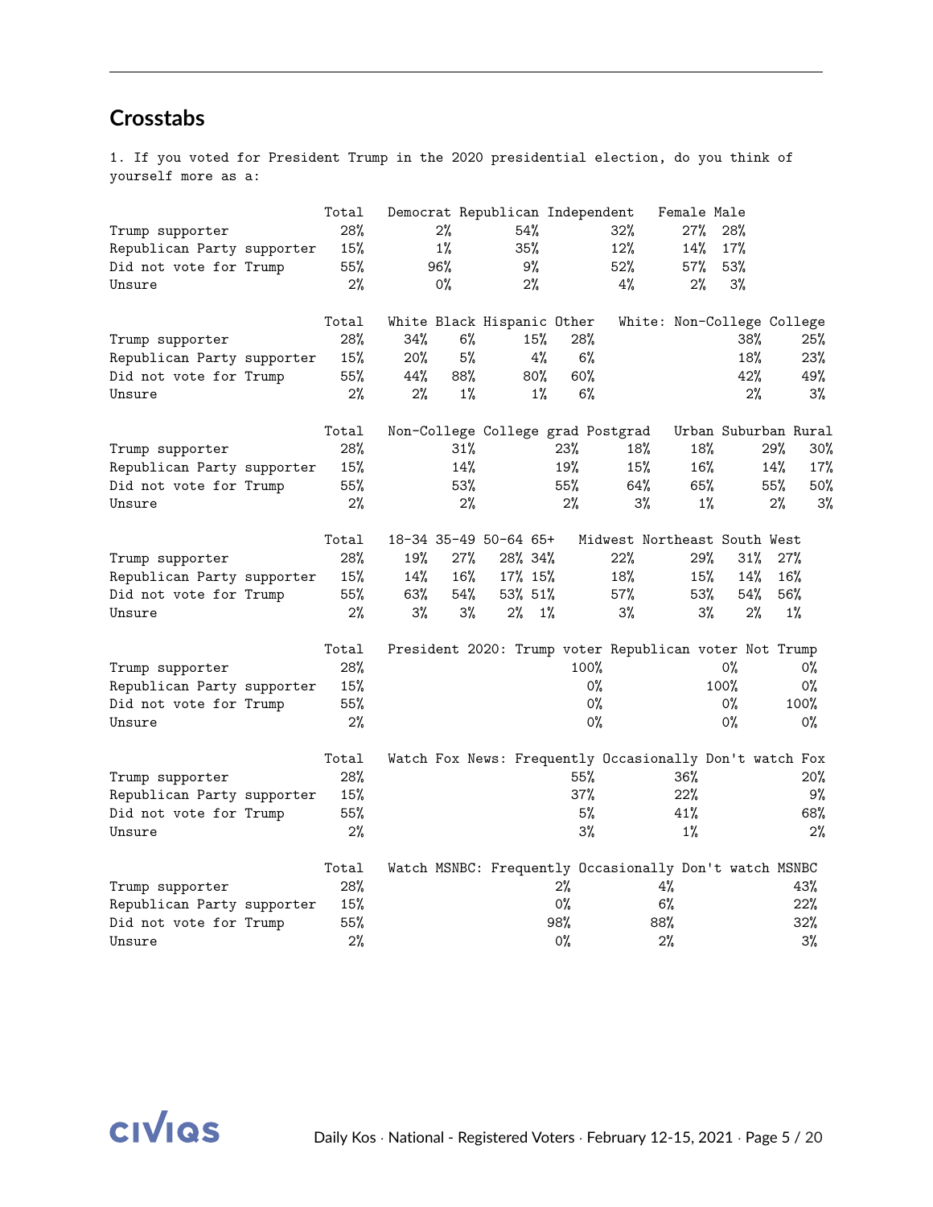## Crosstabs

1. If you voted for President Trump in the 2020 presidential election, do you think of yourself more as a:

| | Total | Democrat | Republican | Independent | Female | Male |
|---|---|---|---|---|---|---|
| Trump supporter | 28% | 2% | 54% | 32% | 27% | 28% |
| Republican Party supporter | 15% | 1% | 35% | 12% | 14% | 17% |
| Did not vote for Trump | 55% | 96% | 9% | 52% | 57% | 53% |
| Unsure | 2% | 0% | 2% | 4% | 2% | 3% |

| | Total | White | Black | Hispanic | Other | White: Non-College | College |
|---|---|---|---|---|---|---|---|
| Trump supporter | 28% | 34% | 6% | 15% | 28% | 38% | 25% |
| Republican Party supporter | 15% | 20% | 5% | 4% | 6% | 18% | 23% |
| Did not vote for Trump | 55% | 44% | 88% | 80% | 60% | 42% | 49% |
| Unsure | 2% | 2% | 1% | 1% | 6% | 2% | 3% |

| | Total | Non-College | College grad | Postgrad | Urban | Suburban | Rural |
|---|---|---|---|---|---|---|---|
| Trump supporter | 28% | 31% | 23% | 18% | 18% | 29% | 30% |
| Republican Party supporter | 15% | 14% | 19% | 15% | 16% | 14% | 17% |
| Did not vote for Trump | 55% | 53% | 55% | 64% | 65% | 55% | 50% |
| Unsure | 2% | 2% | 2% | 3% | 1% | 2% | 3% |

| | Total | 18-34 | 35-49 | 50-64 | 65+ | Midwest | Northeast | South | West |
|---|---|---|---|---|---|---|---|---|---|
| Trump supporter | 28% | 19% | 27% | 28% | 34% | 22% | 29% | 31% | 27% |
| Republican Party supporter | 15% | 14% | 16% | 17% | 15% | 18% | 15% | 14% | 16% |
| Did not vote for Trump | 55% | 63% | 54% | 53% | 51% | 57% | 53% | 54% | 56% |
| Unsure | 2% | 3% | 3% | 2% | 1% | 3% | 3% | 2% | 1% |

| | Total | President 2020: Trump voter | Republican voter | Not Trump |
|---|---|---|---|---|
| Trump supporter | 28% | 100% | 0% | 0% |
| Republican Party supporter | 15% | 0% | 100% | 0% |
| Did not vote for Trump | 55% | 0% | 0% | 100% |
| Unsure | 2% | 0% | 0% | 0% |

| | Total | Watch Fox News: Frequently | Occasionally | Don't watch Fox |
|---|---|---|---|---|
| Trump supporter | 28% | 55% | 36% | 20% |
| Republican Party supporter | 15% | 37% | 22% | 9% |
| Did not vote for Trump | 55% | 5% | 41% | 68% |
| Unsure | 2% | 3% | 1% | 2% |

| | Total | Watch MSNBC: Frequently | Occasionally | Don't watch MSNBC |
|---|---|---|---|---|
| Trump supporter | 28% | 2% | 4% | 43% |
| Republican Party supporter | 15% | 0% | 6% | 22% |
| Did not vote for Trump | 55% | 98% | 88% | 32% |
| Unsure | 2% | 0% | 2% | 3% |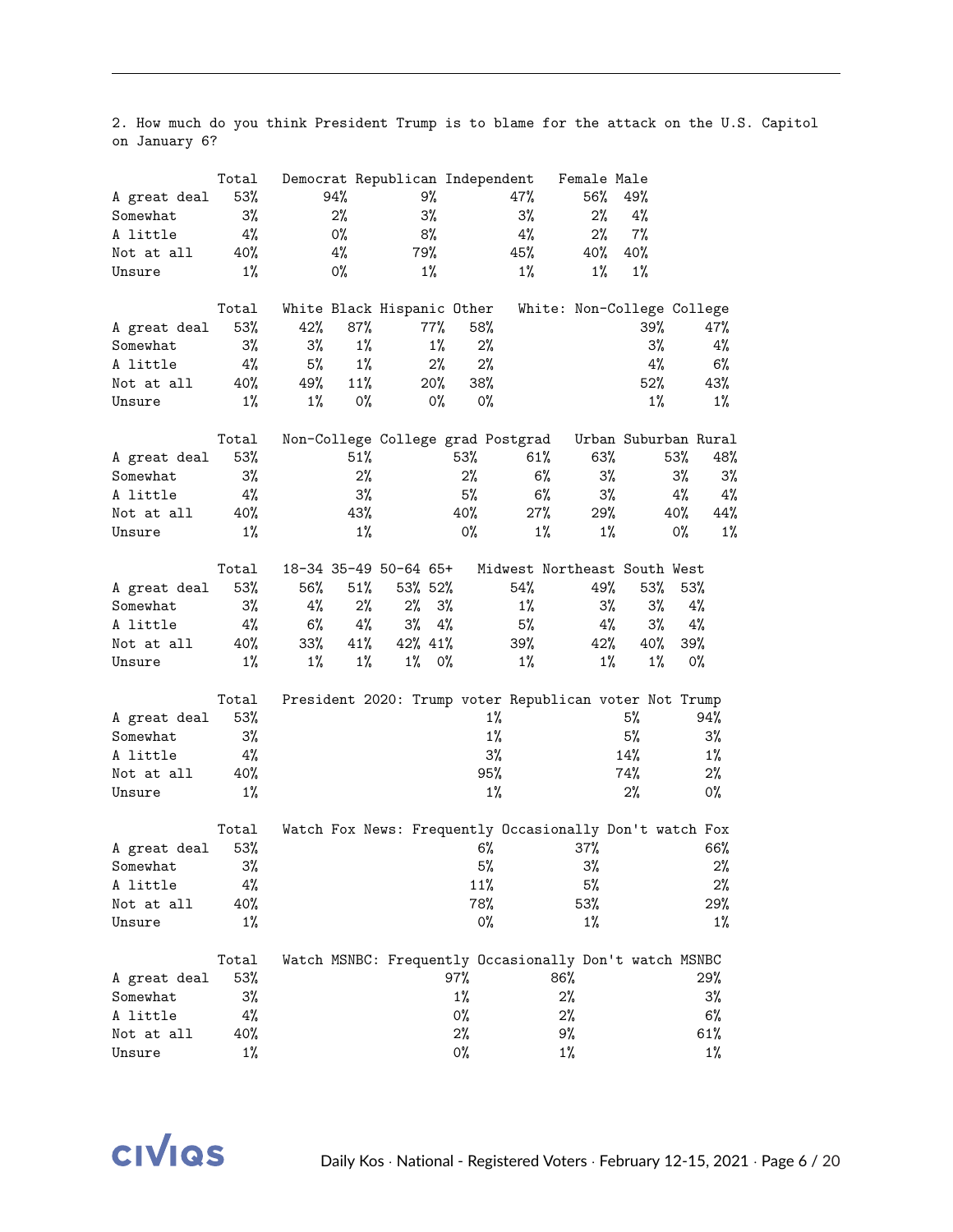2. How much do you think President Trump is to blame for the attack on the U.S. Capitol on January 6?

| | Total | Democrat | Republican | Independent | Female | Male |
|---|---|---|---|---|---|---|
| A great deal | 53% | 94% | 9% | 47% | 56% | 49% |
| Somewhat | 3% | 2% | 3% | 3% | 2% | 4% |
| A little | 4% | 0% | 8% | 4% | 2% | 7% |
| Not at all | 40% | 4% | 79% | 45% | 40% | 40% |
| Unsure | 1% | 0% | 1% | 1% | 1% | 1% |

| | Total | White | Black | Hispanic | Other | White: Non-College | College |
|---|---|---|---|---|---|---|---|
| A great deal | 53% | 42% | 87% | 77% | 58% | 39% | 47% |
| Somewhat | 3% | 3% | 1% | 1% | 2% | 3% | 4% |
| A little | 4% | 5% | 1% | 2% | 2% | 4% | 6% |
| Not at all | 40% | 49% | 11% | 20% | 38% | 52% | 43% |
| Unsure | 1% | 1% | 0% | 0% | 0% | 1% | 1% |

| | Total | Non-College | College grad | Postgrad | Urban | Suburban | Rural |
|---|---|---|---|---|---|---|---|
| A great deal | 53% | 51% | 53% | 61% | 63% | 53% | 48% |
| Somewhat | 3% | 2% | 2% | 6% | 3% | 3% | 3% |
| A little | 4% | 3% | 5% | 6% | 3% | 4% | 4% |
| Not at all | 40% | 43% | 40% | 27% | 29% | 40% | 44% |
| Unsure | 1% | 1% | 0% | 1% | 1% | 0% | 1% |

| | Total | 18-34 | 35-49 | 50-64 | 65+ | Midwest | Northeast | South | West |
|---|---|---|---|---|---|---|---|---|---|
| A great deal | 53% | 56% | 51% | 53% | 52% | 54% | 49% | 53% | 53% |
| Somewhat | 3% | 4% | 2% | 2% | 3% | 1% | 3% | 3% | 4% |
| A little | 4% | 6% | 4% | 3% | 4% | 5% | 4% | 3% | 4% |
| Not at all | 40% | 33% | 41% | 42% | 41% | 39% | 42% | 40% | 39% |
| Unsure | 1% | 1% | 1% | 1% | 0% | 1% | 1% | 1% | 0% |

| | Total | President 2020: Trump voter | Republican voter Not Trump |
|---|---|---|---|
| A great deal | 53% | 1% | 5% | 94% |
| Somewhat | 3% | 1% | 5% | 3% |
| A little | 4% | 3% | 14% | 1% |
| Not at all | 40% | 95% | 74% | 2% |
| Unsure | 1% | 1% | 2% | 0% |

| | Total | Watch Fox News: Frequently | Occasionally | Don't watch Fox |
|---|---|---|---|---|
| A great deal | 53% | 6% | 37% | 66% |
| Somewhat | 3% | 5% | 3% | 2% |
| A little | 4% | 11% | 5% | 2% |
| Not at all | 40% | 78% | 53% | 29% |
| Unsure | 1% | 0% | 1% | 1% |

| | Total | Watch MSNBC: Frequently | Occasionally | Don't watch MSNBC |
|---|---|---|---|---|
| A great deal | 53% | 97% | 86% | 29% |
| Somewhat | 3% | 1% | 2% | 3% |
| A little | 4% | 0% | 2% | 6% |
| Not at all | 40% | 2% | 9% | 61% |
| Unsure | 1% | 0% | 1% | 1% |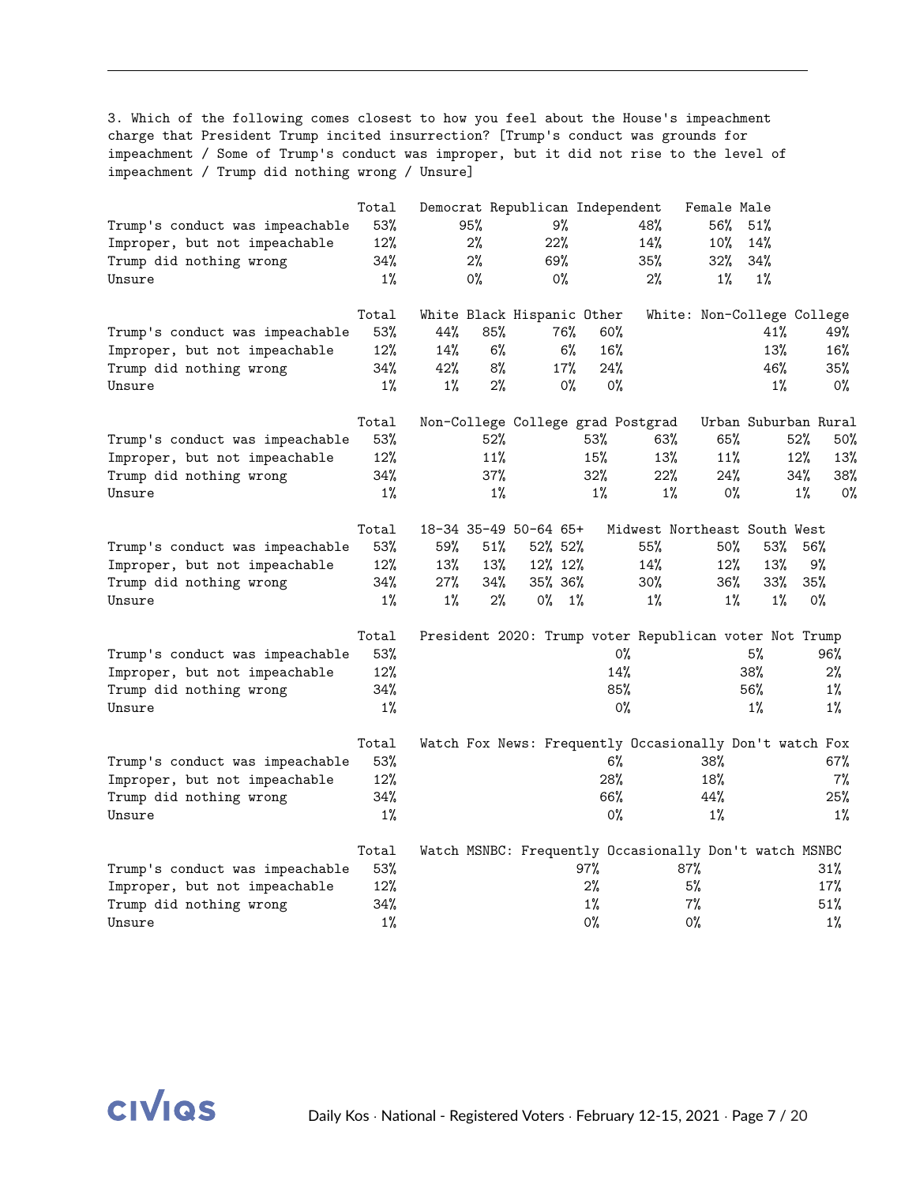3. Which of the following comes closest to how you feel about the House's impeachment charge that President Trump incited insurrection? [Trump's conduct was grounds for impeachment / Some of Trump's conduct was improper, but it did not rise to the level of impeachment / Trump did nothing wrong / Unsure]

| | Total | Democrat | Republican | Independent | Female | Male |
|---|---|---|---|---|---|---|
| Trump's conduct was impeachable | 53% | 95% | 9% | 48% | 56% | 51% |
| Improper, but not impeachable | 12% | 2% | 22% | 14% | 10% | 14% |
| Trump did nothing wrong | 34% | 2% | 69% | 35% | 32% | 34% |
| Unsure | 1% | 0% | 0% | 2% | 1% | 1% |

| | Total | White | Black | Hispanic | Other | White: Non-College | College |
|---|---|---|---|---|---|---|---|
| Trump's conduct was impeachable | 53% | 44% | 85% | 76% | 60% | 41% | 49% |
| Improper, but not impeachable | 12% | 14% | 6% | 6% | 16% | 13% | 16% |
| Trump did nothing wrong | 34% | 42% | 8% | 17% | 24% | 46% | 35% |
| Unsure | 1% | 1% | 2% | 0% | 0% | 1% | 0% |

| | Total | Non-College | College grad | Postgrad | Urban | Suburban | Rural |
|---|---|---|---|---|---|---|---|
| Trump's conduct was impeachable | 53% | 52% | 53% | 63% | 65% | 52% | 50% |
| Improper, but not impeachable | 12% | 11% | 15% | 13% | 11% | 12% | 13% |
| Trump did nothing wrong | 34% | 37% | 32% | 22% | 24% | 34% | 38% |
| Unsure | 1% | 1% | 1% | 1% | 0% | 1% | 0% |

| | Total | 18-34 | 35-49 | 50-64 | 65+ | Midwest | Northeast | South | West |
|---|---|---|---|---|---|---|---|---|---|
| Trump's conduct was impeachable | 53% | 59% | 51% | 52% | 52% | 55% | 50% | 53% | 56% |
| Improper, but not impeachable | 12% | 13% | 13% | 12% | 12% | 14% | 12% | 13% | 9% |
| Trump did nothing wrong | 34% | 27% | 34% | 35% | 36% | 30% | 36% | 33% | 35% |
| Unsure | 1% | 1% | 2% | 0% | 1% | 1% | 1% | 1% | 0% |

| | Total | President 2020: Trump voter | Republican voter | Not Trump |
|---|---|---|---|---|
| Trump's conduct was impeachable | 53% | 0% | 5% | 96% |
| Improper, but not impeachable | 12% | 14% | 38% | 2% |
| Trump did nothing wrong | 34% | 85% | 56% | 1% |
| Unsure | 1% | 0% | 1% | 1% |

| | Total | Watch Fox News: Frequently | Occasionally | Don't watch Fox |
|---|---|---|---|---|
| Trump's conduct was impeachable | 53% | 6% | 38% | 67% |
| Improper, but not impeachable | 12% | 28% | 18% | 7% |
| Trump did nothing wrong | 34% | 66% | 44% | 25% |
| Unsure | 1% | 0% | 1% | 1% |

| | Total | Watch MSNBC: Frequently | Occasionally | Don't watch MSNBC |
|---|---|---|---|---|
| Trump's conduct was impeachable | 53% | 97% | 87% | 31% |
| Improper, but not impeachable | 12% | 2% | 5% | 17% |
| Trump did nothing wrong | 34% | 1% | 7% | 51% |
| Unsure | 1% | 0% | 0% | 1% |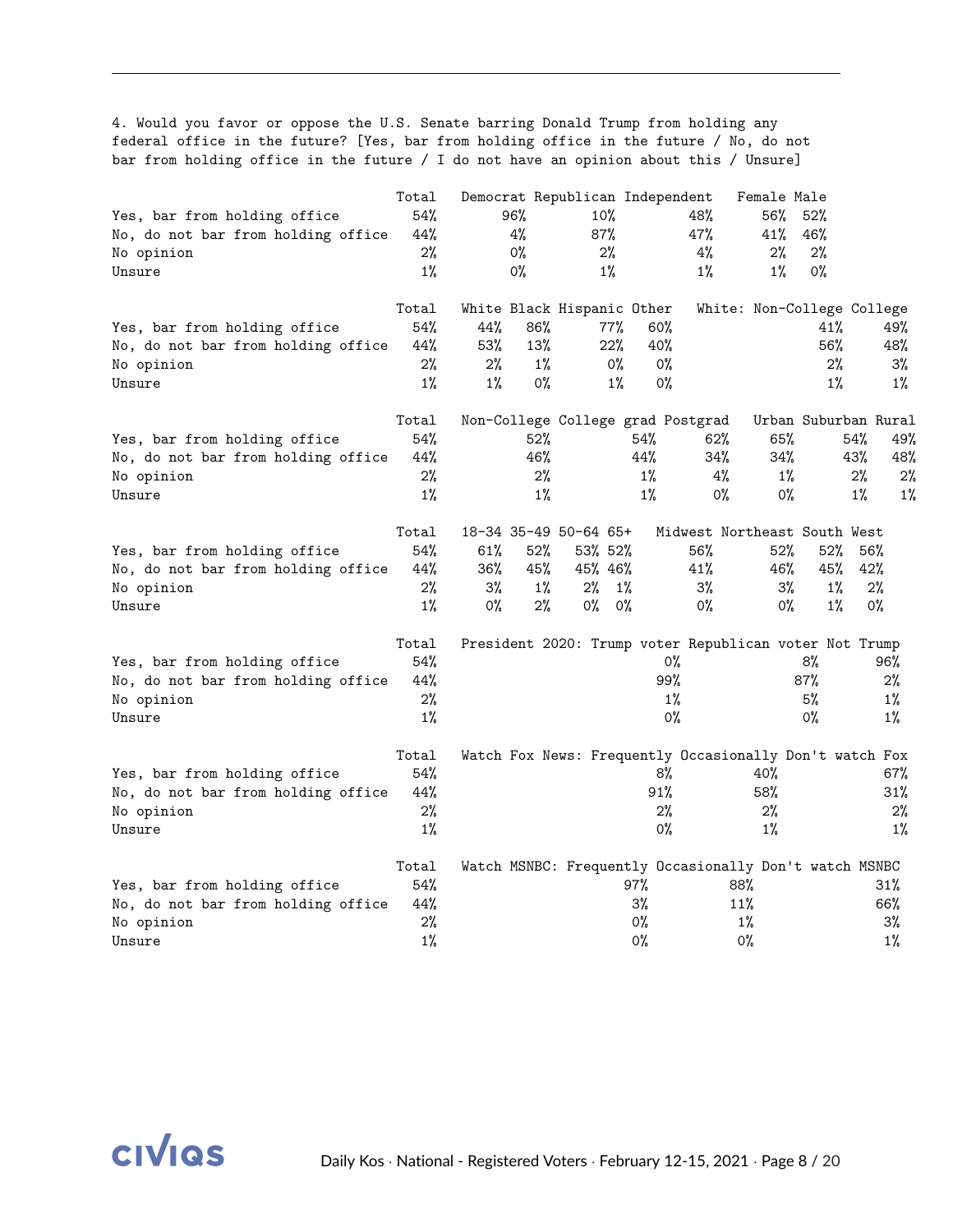4. Would you favor or oppose the U.S. Senate barring Donald Trump from holding any federal office in the future? [Yes, bar from holding office in the future / No, do not bar from holding office in the future / I do not have an opinion about this / Unsure]

| | Total | Democrat | Republican | Independent | Female | Male |
|---|---|---|---|---|---|---|
| Yes, bar from holding office | 54% | 96% | 10% | 48% | 56% | 52% |
| No, do not bar from holding office | 44% | 4% | 87% | 47% | 41% | 46% |
| No opinion | 2% | 0% | 2% | 4% | 2% | 2% |
| Unsure | 1% | 0% | 1% | 1% | 1% | 0% |

| | Total | White | Black | Hispanic | Other | White: Non-College | College |
|---|---|---|---|---|---|---|---|
| Yes, bar from holding office | 54% | 44% | 86% | 77% | 60% | 41% | 49% |
| No, do not bar from holding office | 44% | 53% | 13% | 22% | 40% | 56% | 48% |
| No opinion | 2% | 2% | 1% | 0% | 0% | 2% | 3% |
| Unsure | 1% | 1% | 0% | 1% | 0% | 1% | 1% |

| | Total | Non-College | College grad | Postgrad | Urban | Suburban | Rural |
|---|---|---|---|---|---|---|---|
| Yes, bar from holding office | 54% | 52% | 54% | 62% | 65% | 54% | 49% |
| No, do not bar from holding office | 44% | 46% | 44% | 34% | 34% | 43% | 48% |
| No opinion | 2% | 2% | 1% | 4% | 1% | 2% | 2% |
| Unsure | 1% | 1% | 1% | 0% | 0% | 1% | 1% |

| | Total | 18-34 | 35-49 | 50-64 | 65+ | Midwest | Northeast | South | West |
|---|---|---|---|---|---|---|---|---|---|
| Yes, bar from holding office | 54% | 61% | 52% | 53% | 52% | 56% | 52% | 52% | 56% |
| No, do not bar from holding office | 44% | 36% | 45% | 45% | 46% | 41% | 46% | 45% | 42% |
| No opinion | 2% | 3% | 1% | 2% | 1% | 3% | 3% | 1% | 2% |
| Unsure | 1% | 0% | 2% | 0% | 0% | 0% | 0% | 1% | 0% |

| | Total | President 2020: Trump voter | Republican voter Not Trump | Not Trump |
|---|---|---|---|---|
| Yes, bar from holding office | 54% | 0% | 8% | 96% |
| No, do not bar from holding office | 44% | 99% | 87% | 2% |
| No opinion | 2% | 1% | 5% | 1% |
| Unsure | 1% | 0% | 0% | 1% |

| | Total | Watch Fox News: Frequently | Occasionally | Don't watch Fox |
|---|---|---|---|---|
| Yes, bar from holding office | 54% | 8% | 40% | 67% |
| No, do not bar from holding office | 44% | 91% | 58% | 31% |
| No opinion | 2% | 2% | 2% | 2% |
| Unsure | 1% | 0% | 1% | 1% |

| | Total | Watch MSNBC: Frequently | Occasionally | Don't watch MSNBC |
|---|---|---|---|---|
| Yes, bar from holding office | 54% | 97% | 88% | 31% |
| No, do not bar from holding office | 44% | 3% | 11% | 66% |
| No opinion | 2% | 0% | 1% | 3% |
| Unsure | 1% | 0% | 0% | 1% |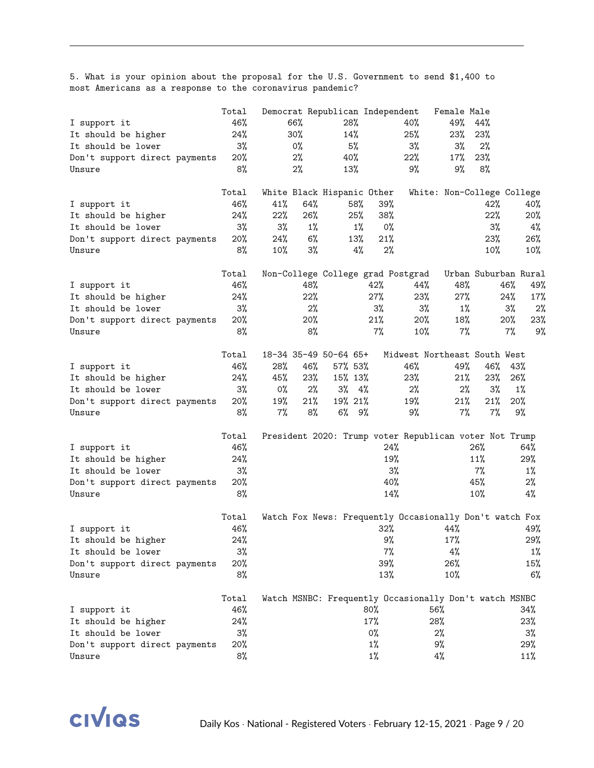5. What is your opinion about the proposal for the U.S. Government to send $1,400 to most Americans as a response to the coronavirus pandemic?

| | Total | Democrat | Republican | Independent | Female | Male |
|---|---|---|---|---|---|---|
| I support it | 46% | 66% | 28% | 40% | 49% | 44% |
| It should be higher | 24% | 30% | 14% | 25% | 23% | 23% |
| It should be lower | 3% | 0% | 5% | 3% | 3% | 2% |
| Don't support direct payments | 20% | 2% | 40% | 22% | 17% | 23% |
| Unsure | 8% | 2% | 13% | 9% | 9% | 8% |

| | Total | White | Black | Hispanic | Other | White: Non-College | White: College |
|---|---|---|---|---|---|---|---|
| I support it | 46% | 41% | 64% | 58% | 39% | 42% | 40% |
| It should be higher | 24% | 22% | 26% | 25% | 38% | 22% | 20% |
| It should be lower | 3% | 3% | 1% | 1% | 0% | 3% | 4% |
| Don't support direct payments | 20% | 24% | 6% | 13% | 21% | 23% | 26% |
| Unsure | 8% | 10% | 3% | 4% | 2% | 10% | 10% |

| | Total | Non-College | College grad | Postgrad | Urban | Suburban | Rural |
|---|---|---|---|---|---|---|---|
| I support it | 46% | 48% | 42% | 44% | 48% | 46% | 49% |
| It should be higher | 24% | 22% | 27% | 23% | 27% | 24% | 17% |
| It should be lower | 3% | 2% | 3% | 3% | 1% | 3% | 2% |
| Don't support direct payments | 20% | 20% | 21% | 20% | 18% | 20% | 23% |
| Unsure | 8% | 8% | 7% | 10% | 7% | 7% | 9% |

| | Total | 18-34 | 35-49 | 50-64 | 65+ | Midwest | Northeast | South | West |
|---|---|---|---|---|---|---|---|---|---|
| I support it | 46% | 28% | 46% | 57% | 53% | 46% | 49% | 46% | 43% |
| It should be higher | 24% | 45% | 23% | 15% | 13% | 23% | 21% | 23% | 26% |
| It should be lower | 3% | 0% | 2% | 3% | 4% | 2% | 2% | 3% | 1% |
| Don't support direct payments | 20% | 19% | 21% | 19% | 21% | 19% | 21% | 21% | 20% |
| Unsure | 8% | 7% | 8% | 6% | 9% | 9% | 7% | 7% | 9% |

| | Total | President 2020: Trump voter | Republican voter | Not Trump |
|---|---|---|---|---|
| I support it | 46% | 24% | 26% | 64% |
| It should be higher | 24% | 19% | 11% | 29% |
| It should be lower | 3% | 3% | 7% | 1% |
| Don't support direct payments | 20% | 40% | 45% | 2% |
| Unsure | 8% | 14% | 10% | 4% |

| | Total | Watch Fox News: Frequently | Occasionally | Don't watch Fox |
|---|---|---|---|---|
| I support it | 46% | 32% | 44% | 49% |
| It should be higher | 24% | 9% | 17% | 29% |
| It should be lower | 3% | 7% | 4% | 1% |
| Don't support direct payments | 20% | 39% | 26% | 15% |
| Unsure | 8% | 13% | 10% | 6% |

| | Total | Watch MSNBC: Frequently | Occasionally | Don't watch MSNBC |
|---|---|---|---|---|
| I support it | 46% | 80% | 56% | 34% |
| It should be higher | 24% | 17% | 28% | 23% |
| It should be lower | 3% | 0% | 2% | 3% |
| Don't support direct payments | 20% | 1% | 9% | 29% |
| Unsure | 8% | 1% | 4% | 11% |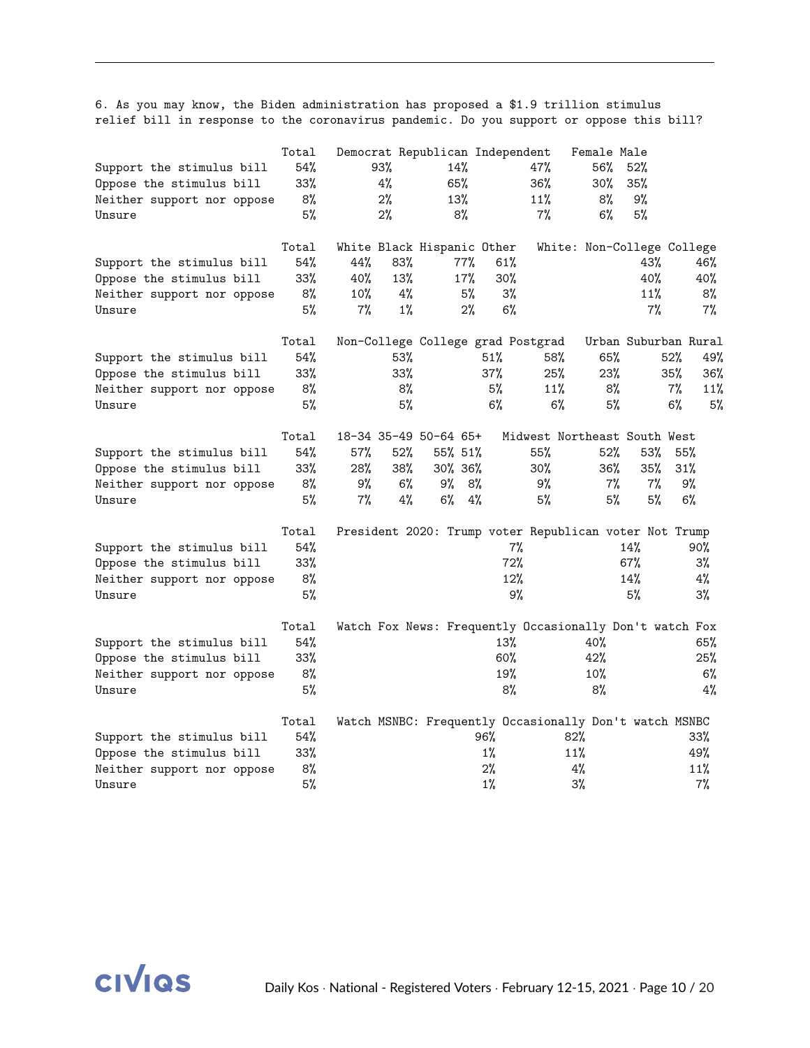6. As you may know, the Biden administration has proposed a $1.9 trillion stimulus relief bill in response to the coronavirus pandemic. Do you support or oppose this bill?

| | Total | Democrat | Republican | Independent | Female | Male |
|---|---|---|---|---|---|---|
| Support the stimulus bill | 54% | 93% | 14% | 47% | 56% | 52% |
| Oppose the stimulus bill | 33% | 4% | 65% | 36% | 30% | 35% |
| Neither support nor oppose | 8% | 2% | 13% | 11% | 8% | 9% |
| Unsure | 5% | 2% | 8% | 7% | 6% | 5% |

| | Total | White | Black | Hispanic | Other | White: Non-College | College |
|---|---|---|---|---|---|---|---|
| Support the stimulus bill | 54% | 44% | 83% | 77% | 61% | 43% | 46% |
| Oppose the stimulus bill | 33% | 40% | 13% | 17% | 30% | 40% | 40% |
| Neither support nor oppose | 8% | 10% | 4% | 5% | 3% | 11% | 8% |
| Unsure | 5% | 7% | 1% | 2% | 6% | 7% | 7% |

| | Total | Non-College | College grad | Postgrad | Urban | Suburban | Rural |
|---|---|---|---|---|---|---|---|
| Support the stimulus bill | 54% | 53% | 51% | 58% | 65% | 52% | 49% |
| Oppose the stimulus bill | 33% | 33% | 37% | 25% | 23% | 35% | 36% |
| Neither support nor oppose | 8% | 8% | 5% | 11% | 8% | 7% | 11% |
| Unsure | 5% | 5% | 6% | 6% | 5% | 6% | 5% |

| | Total | 18-34 | 35-49 | 50-64 | 65+ | Midwest | Northeast | South | West |
|---|---|---|---|---|---|---|---|---|---|
| Support the stimulus bill | 54% | 57% | 52% | 55% | 51% | 55% | 52% | 53% | 55% |
| Oppose the stimulus bill | 33% | 28% | 38% | 30% | 36% | 30% | 36% | 35% | 31% |
| Neither support nor oppose | 8% | 9% | 6% | 9% | 8% | 9% | 7% | 7% | 9% |
| Unsure | 5% | 7% | 4% | 6% | 4% | 5% | 5% | 5% | 6% |

| | Total | President 2020: Trump voter | Republican voter Not Trump | Not Trump |
|---|---|---|---|---|
| Support the stimulus bill | 54% | 7% | 14% | 90% |
| Oppose the stimulus bill | 33% | 72% | 67% | 3% |
| Neither support nor oppose | 8% | 12% | 14% | 4% |
| Unsure | 5% | 9% | 5% | 3% |

| | Total | Watch Fox News: Frequently | Occasionally | Don't watch Fox |
|---|---|---|---|---|
| Support the stimulus bill | 54% | 13% | 40% | 65% |
| Oppose the stimulus bill | 33% | 60% | 42% | 25% |
| Neither support nor oppose | 8% | 19% | 10% | 6% |
| Unsure | 5% | 8% | 8% | 4% |

| | Total | Watch MSNBC: Frequently | Occasionally | Don't watch MSNBC |
|---|---|---|---|---|
| Support the stimulus bill | 54% | 96% | 82% | 33% |
| Oppose the stimulus bill | 33% | 1% | 11% | 49% |
| Neither support nor oppose | 8% | 2% | 4% | 11% |
| Unsure | 5% | 1% | 3% | 7% |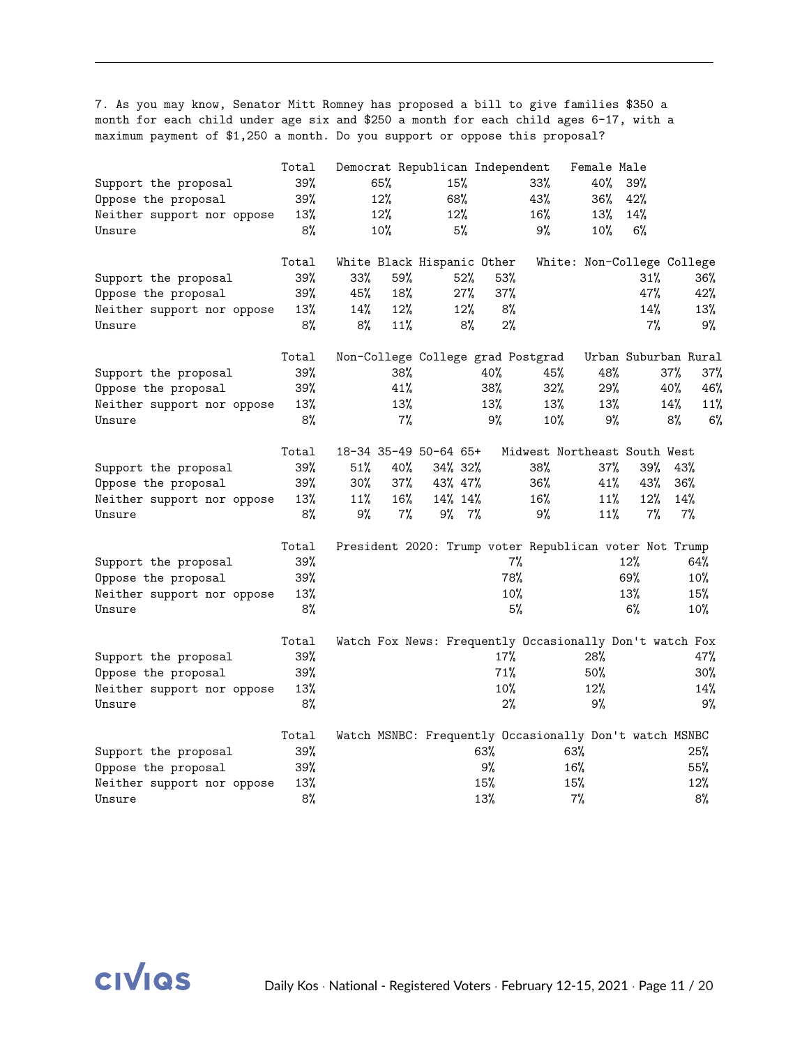7. As you may know, Senator Mitt Romney has proposed a bill to give families $350 a month for each child under age six and $250 a month for each child ages 6-17, with a maximum payment of $1,250 a month. Do you support or oppose this proposal?

| | Total | Democrat | Republican | Independent | Female | Male |
|---|---|---|---|---|---|---|
| Support the proposal | 39% | 65% | 15% | 33% | 40% | 39% |
| Oppose the proposal | 39% | 12% | 68% | 43% | 36% | 42% |
| Neither support nor oppose | 13% | 12% | 12% | 16% | 13% | 14% |
| Unsure | 8% | 10% | 5% | 9% | 10% | 6% |

| | Total | White | Black | Hispanic | Other | White: Non-College | College |
|---|---|---|---|---|---|---|---|
| Support the proposal | 39% | 33% | 59% | 52% | 53% | 31% | 36% |
| Oppose the proposal | 39% | 45% | 18% | 27% | 37% | 47% | 42% |
| Neither support nor oppose | 13% | 14% | 12% | 12% | 8% | 14% | 13% |
| Unsure | 8% | 8% | 11% | 8% | 2% | 7% | 9% |

| | Total | Non-College | College grad | Postgrad | Urban | Suburban | Rural |
|---|---|---|---|---|---|---|---|
| Support the proposal | 39% | 38% | 40% | 45% | 48% | 37% | 37% |
| Oppose the proposal | 39% | 41% | 38% | 32% | 29% | 40% | 46% |
| Neither support nor oppose | 13% | 13% | 13% | 13% | 13% | 14% | 11% |
| Unsure | 8% | 7% | 9% | 10% | 9% | 8% | 6% |

| | Total | 18-34 | 35-49 | 50-64 | 65+ | Midwest | Northeast | South | West |
|---|---|---|---|---|---|---|---|---|---|
| Support the proposal | 39% | 51% | 40% | 34% | 32% | 38% | 37% | 39% | 43% |
| Oppose the proposal | 39% | 30% | 37% | 43% | 47% | 36% | 41% | 43% | 36% |
| Neither support nor oppose | 13% | 11% | 16% | 14% | 14% | 16% | 11% | 12% | 14% |
| Unsure | 8% | 9% | 7% | 9% | 7% | 9% | 11% | 7% | 7% |

| | Total | President 2020: Trump voter | Republican voter Not Trump | |
|---|---|---|---|---|
| Support the proposal | 39% | 7% | 12% | 64% |
| Oppose the proposal | 39% | 78% | 69% | 10% |
| Neither support nor oppose | 13% | 10% | 13% | 15% |
| Unsure | 8% | 5% | 6% | 10% |

| | Total | Watch Fox News: Frequently | Occasionally | Don't watch Fox |
|---|---|---|---|---|
| Support the proposal | 39% | 17% | 28% | 47% |
| Oppose the proposal | 39% | 71% | 50% | 30% |
| Neither support nor oppose | 13% | 10% | 12% | 14% |
| Unsure | 8% | 2% | 9% | 9% |

| | Total | Watch MSNBC: Frequently | Occasionally | Don't watch MSNBC |
|---|---|---|---|---|
| Support the proposal | 39% | 63% | 63% | 25% |
| Oppose the proposal | 39% | 9% | 16% | 55% |
| Neither support nor oppose | 13% | 15% | 15% | 12% |
| Unsure | 8% | 13% | 7% | 8% |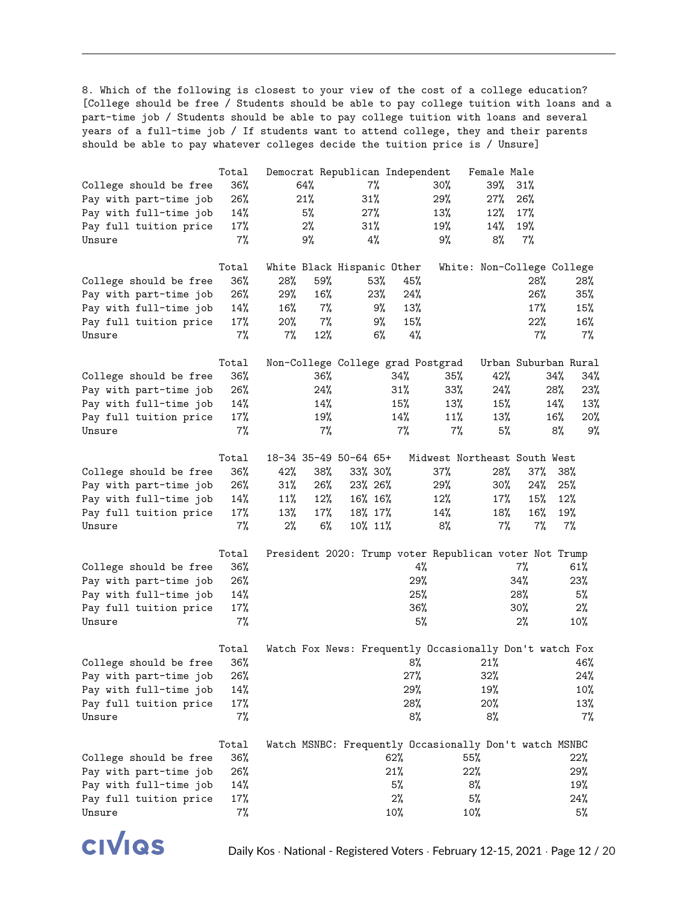8. Which of the following is closest to your view of the cost of a college education? [College should be free / Students should be able to pay college tuition with loans and a part-time job / Students should be able to pay college tuition with loans and several years of a full-time job / If students want to attend college, they and their parents should be able to pay whatever colleges decide the tuition price is / Unsure]

| | Total | Democrat | Republican | Independent | Female | Male |
|---|---|---|---|---|---|---|
| College should be free | 36% | 64% | 7% | 30% | 39% | 31% |
| Pay with part-time job | 26% | 21% | 31% | 29% | 27% | 26% |
| Pay with full-time job | 14% | 5% | 27% | 13% | 12% | 17% |
| Pay full tuition price | 17% | 2% | 31% | 19% | 14% | 19% |
| Unsure | 7% | 9% | 4% | 9% | 8% | 7% |

| | Total | White | Black | Hispanic | Other | White: Non-College | College |
|---|---|---|---|---|---|---|---|
| College should be free | 36% | 28% | 59% | 53% | 45% | 28% | 28% |
| Pay with part-time job | 26% | 29% | 16% | 23% | 24% | 26% | 35% |
| Pay with full-time job | 14% | 16% | 7% | 9% | 13% | 17% | 15% |
| Pay full tuition price | 17% | 20% | 7% | 9% | 15% | 22% | 16% |
| Unsure | 7% | 7% | 12% | 6% | 4% | 7% | 7% |

| | Total | Non-College | College grad | Postgrad | Urban | Suburban | Rural |
|---|---|---|---|---|---|---|---|
| College should be free | 36% | 36% | 34% | 35% | 42% | 34% | 34% |
| Pay with part-time job | 26% | 24% | 31% | 33% | 24% | 28% | 23% |
| Pay with full-time job | 14% | 14% | 15% | 13% | 15% | 14% | 13% |
| Pay full tuition price | 17% | 19% | 14% | 11% | 13% | 16% | 20% |
| Unsure | 7% | 7% | 7% | 7% | 5% | 8% | 9% |

| | Total | 18-34 | 35-49 | 50-64 | 65+ | Midwest | Northeast | South | West |
|---|---|---|---|---|---|---|---|---|---|
| College should be free | 36% | 42% | 38% | 33% | 30% | 37% | 28% | 37% | 38% |
| Pay with part-time job | 26% | 31% | 26% | 23% | 26% | 29% | 30% | 24% | 25% |
| Pay with full-time job | 14% | 11% | 12% | 16% | 16% | 12% | 17% | 15% | 12% |
| Pay full tuition price | 17% | 13% | 17% | 18% | 17% | 14% | 18% | 16% | 19% |
| Unsure | 7% | 2% | 6% | 10% | 11% | 8% | 7% | 7% | 7% |

| | Total | President 2020: Trump voter | Republican voter | Not Trump |
|---|---|---|---|---|
| College should be free | 36% | 4% | 7% | 61% |
| Pay with part-time job | 26% | 29% | 34% | 23% |
| Pay with full-time job | 14% | 25% | 28% | 5% |
| Pay full tuition price | 17% | 36% | 30% | 2% |
| Unsure | 7% | 5% | 2% | 10% |

| | Total | Watch Fox News: Frequently | Occasionally | Don't watch Fox |
|---|---|---|---|---|
| College should be free | 36% | 8% | 21% | 46% |
| Pay with part-time job | 26% | 27% | 32% | 24% |
| Pay with full-time job | 14% | 29% | 19% | 10% |
| Pay full tuition price | 17% | 28% | 20% | 13% |
| Unsure | 7% | 8% | 8% | 7% |

| | Total | Watch MSNBC: Frequently | Occasionally | Don't watch MSNBC |
|---|---|---|---|---|
| College should be free | 36% | 62% | 55% | 22% |
| Pay with part-time job | 26% | 21% | 22% | 29% |
| Pay with full-time job | 14% | 5% | 8% | 19% |
| Pay full tuition price | 17% | 2% | 5% | 24% |
| Unsure | 7% | 10% | 10% | 5% |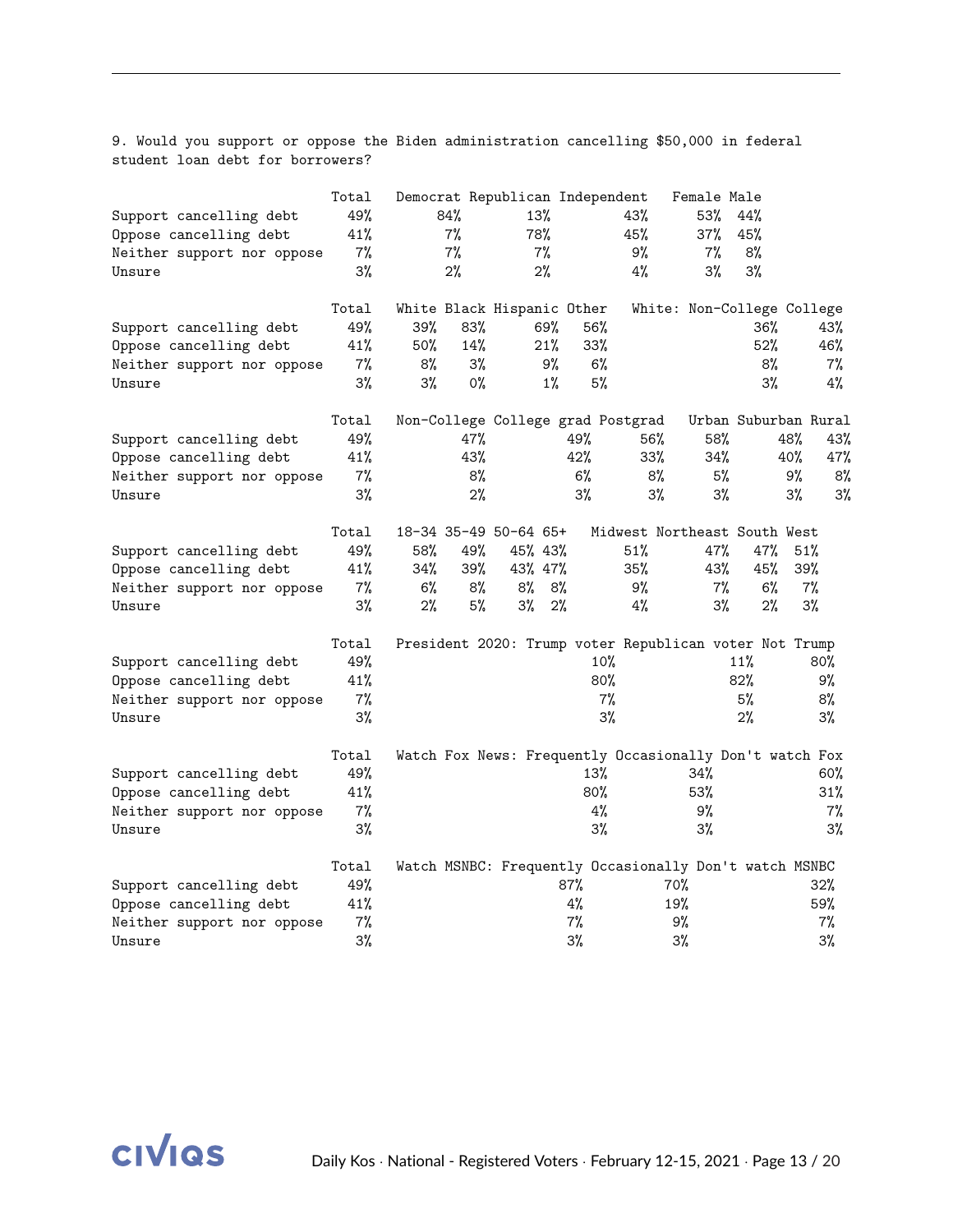9. Would you support or oppose the Biden administration cancelling $50,000 in federal student loan debt for borrowers?

| | Total | Democrat | Republican | Independent | Female | Male |
|---|---|---|---|---|---|---|
| Support cancelling debt | 49% | 84% | 13% | 43% | 53% | 44% |
| Oppose cancelling debt | 41% | 7% | 78% | 45% | 37% | 45% |
| Neither support nor oppose | 7% | 7% | 7% | 9% | 7% | 8% |
| Unsure | 3% | 2% | 2% | 4% | 3% | 3% |

| | Total | White | Black | Hispanic | Other | White: Non-College | College |
|---|---|---|---|---|---|---|---|
| Support cancelling debt | 49% | 39% | 83% | 69% | 56% | 36% | 43% |
| Oppose cancelling debt | 41% | 50% | 14% | 21% | 33% | 52% | 46% |
| Neither support nor oppose | 7% | 8% | 3% | 9% | 6% | 8% | 7% |
| Unsure | 3% | 3% | 0% | 1% | 5% | 3% | 4% |

| | Total | Non-College | College grad | Postgrad | Urban | Suburban | Rural |
|---|---|---|---|---|---|---|---|
| Support cancelling debt | 49% | 47% | 49% | 56% | 58% | 48% | 43% |
| Oppose cancelling debt | 41% | 43% | 42% | 33% | 34% | 40% | 47% |
| Neither support nor oppose | 7% | 8% | 6% | 8% | 5% | 9% | 8% |
| Unsure | 3% | 2% | 3% | 3% | 3% | 3% | 3% |

| | Total | 18-34 | 35-49 | 50-64 | 65+ | Midwest | Northeast | South | West |
|---|---|---|---|---|---|---|---|---|---|
| Support cancelling debt | 49% | 58% | 49% | 45% | 43% | 51% | 47% | 47% | 51% |
| Oppose cancelling debt | 41% | 34% | 39% | 43% | 47% | 35% | 43% | 45% | 39% |
| Neither support nor oppose | 7% | 6% | 8% | 8% | 8% | 9% | 7% | 6% | 7% |
| Unsure | 3% | 2% | 5% | 3% | 2% | 4% | 3% | 2% | 3% |

| | Total | President 2020: Trump voter | Republican voter Not Trump | |
|---|---|---|---|---|
| Support cancelling debt | 49% | 10% | 11% | 80% |
| Oppose cancelling debt | 41% | 80% | 82% | 9% |
| Neither support nor oppose | 7% | 7% | 5% | 8% |
| Unsure | 3% | 3% | 2% | 3% |

| | Total | Watch Fox News: Frequently | Occasionally | Don't watch Fox |
|---|---|---|---|---|
| Support cancelling debt | 49% | 13% | 34% | 60% |
| Oppose cancelling debt | 41% | 80% | 53% | 31% |
| Neither support nor oppose | 7% | 4% | 9% | 7% |
| Unsure | 3% | 3% | 3% | 3% |

| | Total | Watch MSNBC: Frequently | Occasionally | Don't watch MSNBC |
|---|---|---|---|---|
| Support cancelling debt | 49% | 87% | 70% | 32% |
| Oppose cancelling debt | 41% | 4% | 19% | 59% |
| Neither support nor oppose | 7% | 7% | 9% | 7% |
| Unsure | 3% | 3% | 3% | 3% |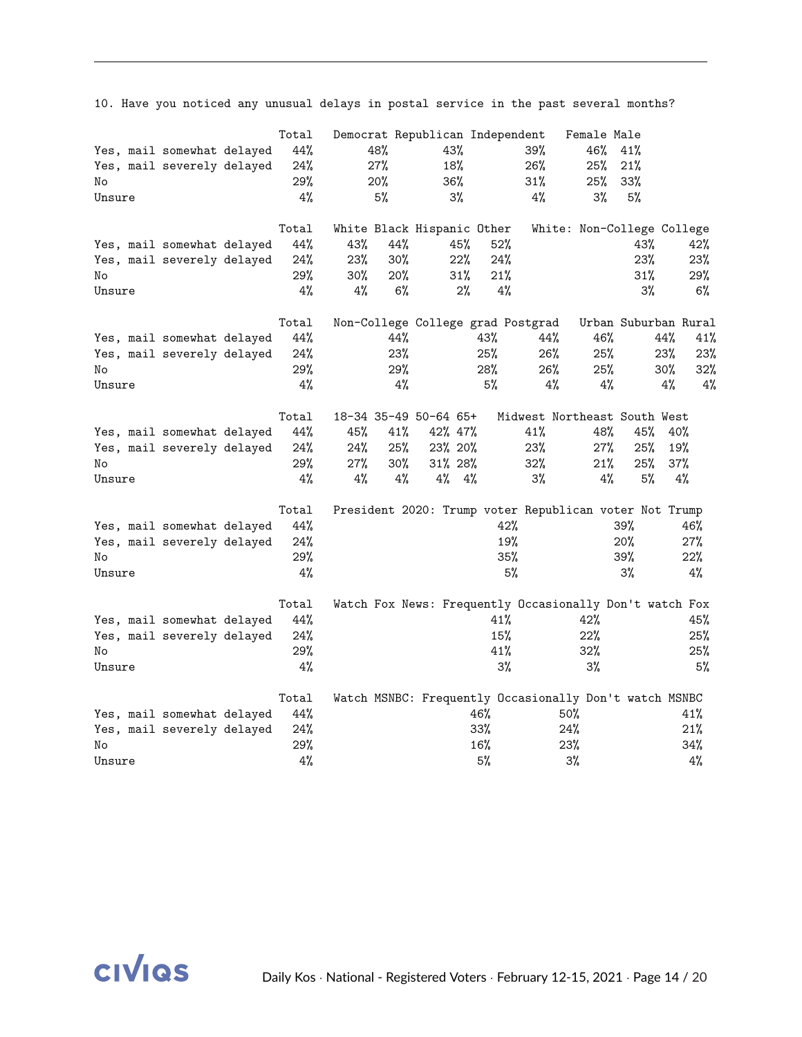10. Have you noticed any unusual delays in postal service in the past several months?

| | Total | Democrat | Republican | Independent | Female | Male |
|---|---|---|---|---|---|---|
| Yes, mail somewhat delayed | 44% | 48% | 43% | 39% | 46% | 41% |
| Yes, mail severely delayed | 24% | 27% | 18% | 26% | 25% | 21% |
| No | 29% | 20% | 36% | 31% | 25% | 33% |
| Unsure | 4% | 5% | 3% | 4% | 3% | 5% |

| | Total | White | Black | Hispanic | Other | White: Non-College | College |
|---|---|---|---|---|---|---|---|
| Yes, mail somewhat delayed | 44% | 43% | 44% | 45% | 52% | 43% | 42% |
| Yes, mail severely delayed | 24% | 23% | 30% | 22% | 24% | 23% | 23% |
| No | 29% | 30% | 20% | 31% | 21% | 31% | 29% |
| Unsure | 4% | 4% | 6% | 2% | 4% | 3% | 6% |

| | Total | Non-College | College grad | Postgrad | Urban | Suburban | Rural |
|---|---|---|---|---|---|---|---|
| Yes, mail somewhat delayed | 44% | 44% | 43% | 44% | 46% | 44% | 41% |
| Yes, mail severely delayed | 24% | 23% | 25% | 26% | 25% | 23% | 23% |
| No | 29% | 29% | 28% | 26% | 25% | 30% | 32% |
| Unsure | 4% | 4% | 5% | 4% | 4% | 4% | 4% |

| | Total | 18-34 | 35-49 | 50-64 | 65+ | Midwest | Northeast | South | West |
|---|---|---|---|---|---|---|---|---|---|
| Yes, mail somewhat delayed | 44% | 45% | 41% | 42% | 47% | 41% | 48% | 45% | 40% |
| Yes, mail severely delayed | 24% | 24% | 25% | 23% | 20% | 23% | 27% | 25% | 19% |
| No | 29% | 27% | 30% | 31% | 28% | 32% | 21% | 25% | 37% |
| Unsure | 4% | 4% | 4% | 4% | 4% | 3% | 4% | 5% | 4% |

| | Total | President 2020: Trump voter | Republican voter | Not Trump |
|---|---|---|---|---|
| Yes, mail somewhat delayed | 44% | 42% | 39% | 46% |
| Yes, mail severely delayed | 24% | 19% | 20% | 27% |
| No | 29% | 35% | 39% | 22% |
| Unsure | 4% | 5% | 3% | 4% |

| | Total | Watch Fox News: Frequently | Occasionally | Don't watch Fox |
|---|---|---|---|---|
| Yes, mail somewhat delayed | 44% | 41% | 42% | 45% |
| Yes, mail severely delayed | 24% | 15% | 22% | 25% |
| No | 29% | 41% | 32% | 25% |
| Unsure | 4% | 3% | 3% | 5% |

| | Total | Watch MSNBC: Frequently | Occasionally | Don't watch MSNBC |
|---|---|---|---|---|
| Yes, mail somewhat delayed | 44% | 46% | 50% | 41% |
| Yes, mail severely delayed | 24% | 33% | 24% | 21% |
| No | 29% | 16% | 23% | 34% |
| Unsure | 4% | 5% | 3% | 4% |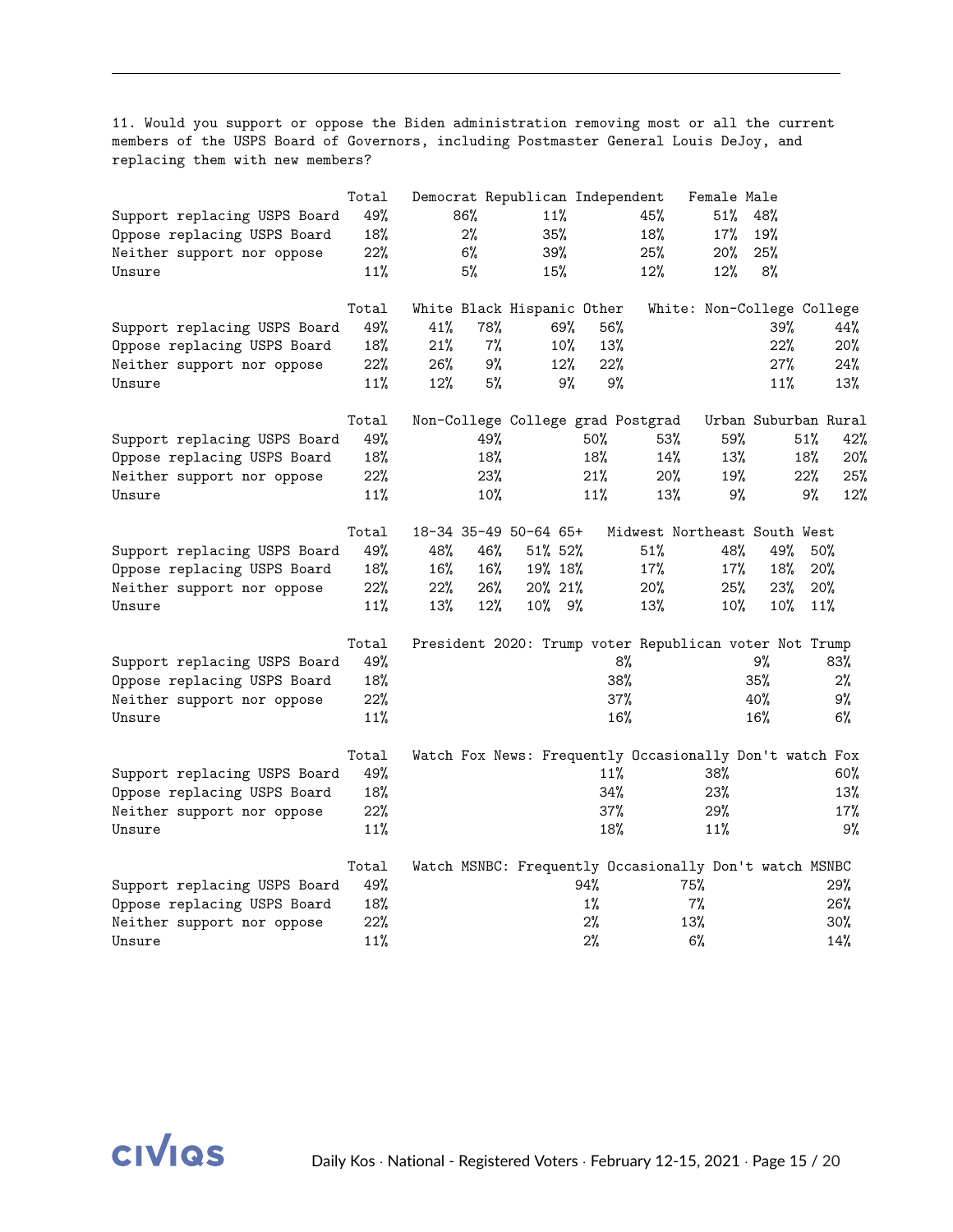11. Would you support or oppose the Biden administration removing most or all the current members of the USPS Board of Governors, including Postmaster General Louis DeJoy, and replacing them with new members?

| | Total | Democrat | Republican | Independent | Female | Male |
|---|---|---|---|---|---|---|
| Support replacing USPS Board | 49% | 86% | 11% | 45% | 51% | 48% |
| Oppose replacing USPS Board | 18% | 2% | 35% | 18% | 17% | 19% |
| Neither support nor oppose | 22% | 6% | 39% | 25% | 20% | 25% |
| Unsure | 11% | 5% | 15% | 12% | 12% | 8% |

| | Total | White | Black | Hispanic | Other | White: Non-College | College |
|---|---|---|---|---|---|---|---|
| Support replacing USPS Board | 49% | 41% | 78% | 69% | 56% | 39% | 44% |
| Oppose replacing USPS Board | 18% | 21% | 7% | 10% | 13% | 22% | 20% |
| Neither support nor oppose | 22% | 26% | 9% | 12% | 22% | 27% | 24% |
| Unsure | 11% | 12% | 5% | 9% | 9% | 11% | 13% |

| | Total | Non-College | College grad | Postgrad | Urban | Suburban | Rural |
|---|---|---|---|---|---|---|---|
| Support replacing USPS Board | 49% | 49% | 50% | 53% | 59% | 51% | 42% |
| Oppose replacing USPS Board | 18% | 18% | 18% | 14% | 13% | 18% | 20% |
| Neither support nor oppose | 22% | 23% | 21% | 20% | 19% | 22% | 25% |
| Unsure | 11% | 10% | 11% | 13% | 9% | 9% | 12% |

| | Total | 18-34 | 35-49 | 50-64 | 65+ | Midwest | Northeast | South | West |
|---|---|---|---|---|---|---|---|---|---|
| Support replacing USPS Board | 49% | 48% | 46% | 51% | 52% | 51% | 48% | 49% | 50% |
| Oppose replacing USPS Board | 18% | 16% | 16% | 19% | 18% | 17% | 17% | 18% | 20% |
| Neither support nor oppose | 22% | 22% | 26% | 20% | 21% | 20% | 25% | 23% | 20% |
| Unsure | 11% | 13% | 12% | 10% | 9% | 13% | 10% | 10% | 11% |

| | Total | President 2020: Trump voter | Republican voter | Not Trump |
|---|---|---|---|---|
| Support replacing USPS Board | 49% | 8% | 9% | 83% |
| Oppose replacing USPS Board | 18% | 38% | 35% | 2% |
| Neither support nor oppose | 22% | 37% | 40% | 9% |
| Unsure | 11% | 16% | 16% | 6% |

| | Total | Watch Fox News: Frequently | Occasionally | Don't watch Fox |
|---|---|---|---|---|
| Support replacing USPS Board | 49% | 11% | 38% | 60% |
| Oppose replacing USPS Board | 18% | 34% | 23% | 13% |
| Neither support nor oppose | 22% | 37% | 29% | 17% |
| Unsure | 11% | 18% | 11% | 9% |

| | Total | Watch MSNBC: Frequently | Occasionally | Don't watch MSNBC |
|---|---|---|---|---|
| Support replacing USPS Board | 49% | 94% | 75% | 29% |
| Oppose replacing USPS Board | 18% | 1% | 7% | 26% |
| Neither support nor oppose | 22% | 2% | 13% | 30% |
| Unsure | 11% | 2% | 6% | 14% |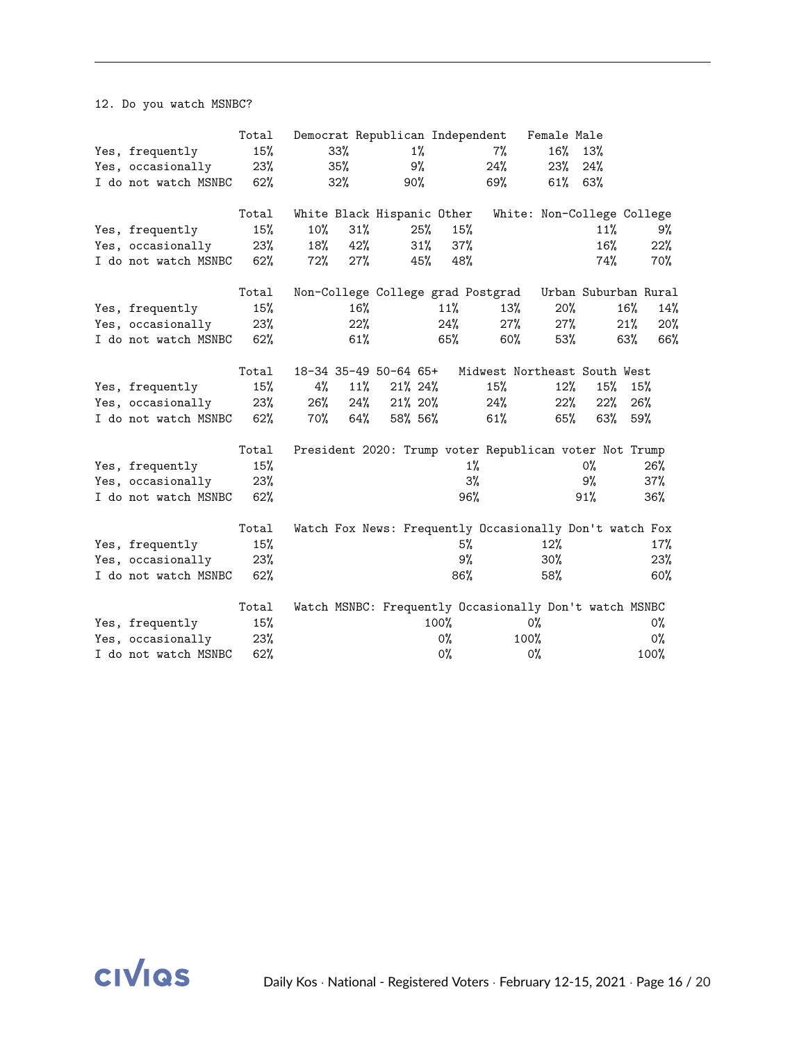12. Do you watch MSNBC?

| | Total | Democrat | Republican | Independent | Female | Male |
|---|---|---|---|---|---|---|
| Yes, frequently | 15% | 33% | 1% | 7% | 16% | 13% |
| Yes, occasionally | 23% | 35% | 9% | 24% | 23% | 24% |
| I do not watch MSNBC | 62% | 32% | 90% | 69% | 61% | 63% |

| | Total | White | Black | Hispanic | Other | White: Non-College | College |
|---|---|---|---|---|---|---|---|
| Yes, frequently | 15% | 10% | 31% | 25% | 15% | 11% | 9% |
| Yes, occasionally | 23% | 18% | 42% | 31% | 37% | 16% | 22% |
| I do not watch MSNBC | 62% | 72% | 27% | 45% | 48% | 74% | 70% |

| | Total | Non-College | College grad | Postgrad | Urban | Suburban | Rural |
|---|---|---|---|---|---|---|---|
| Yes, frequently | 15% | 16% | 11% | 13% | 20% | 16% | 14% |
| Yes, occasionally | 23% | 22% | 24% | 27% | 27% | 21% | 20% |
| I do not watch MSNBC | 62% | 61% | 65% | 60% | 53% | 63% | 66% |

| | Total | 18-34 | 35-49 | 50-64 | 65+ | Midwest | Northeast | South | West |
|---|---|---|---|---|---|---|---|---|---|
| Yes, frequently | 15% | 4% | 11% | 21% | 24% | 15% | 12% | 15% | 15% |
| Yes, occasionally | 23% | 26% | 24% | 21% | 20% | 24% | 22% | 22% | 26% |
| I do not watch MSNBC | 62% | 70% | 64% | 58% | 56% | 61% | 65% | 63% | 59% |

| | Total | President 2020: Trump voter | Republican voter | Not Trump |
|---|---|---|---|---|
| Yes, frequently | 15% | 1% | 0% | 26% |
| Yes, occasionally | 23% | 3% | 9% | 37% |
| I do not watch MSNBC | 62% | 96% | 91% | 36% |

| | Total | Watch Fox News: Frequently | Occasionally | Don't watch Fox |
|---|---|---|---|---|
| Yes, frequently | 15% | 5% | 12% | 17% |
| Yes, occasionally | 23% | 9% | 30% | 23% |
| I do not watch MSNBC | 62% | 86% | 58% | 60% |

| | Total | Watch MSNBC: Frequently | Occasionally | Don't watch MSNBC |
|---|---|---|---|---|
| Yes, frequently | 15% | 100% | 0% | 0% |
| Yes, occasionally | 23% | 0% | 100% | 0% |
| I do not watch MSNBC | 62% | 0% | 0% | 100% |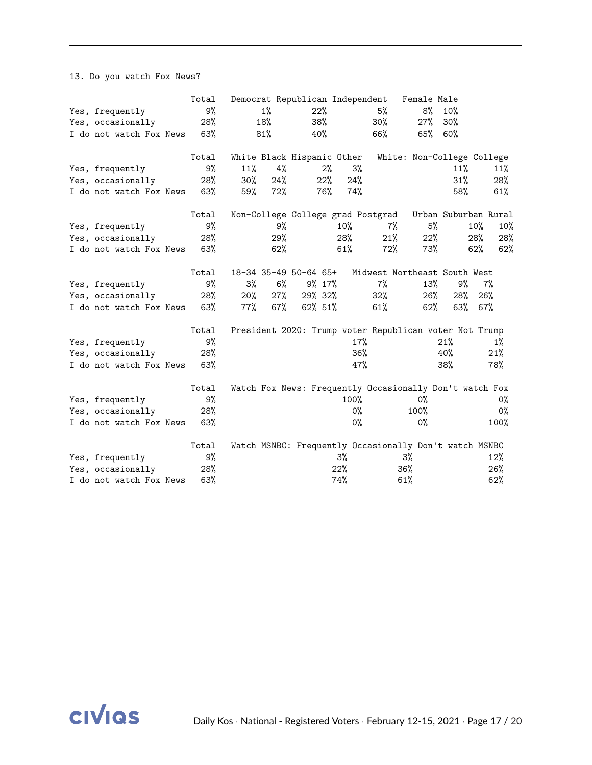13. Do you watch Fox News?

| | Total | Democrat | Republican | Independent | Female | Male |
|---|---|---|---|---|---|---|
| Yes, frequently | 9% | 1% | 22% | 5% | 8% | 10% |
| Yes, occasionally | 28% | 18% | 38% | 30% | 27% | 30% |
| I do not watch Fox News | 63% | 81% | 40% | 66% | 65% | 60% |

| | Total | White | Black | Hispanic | Other | White: Non-College | College |
|---|---|---|---|---|---|---|---|
| Yes, frequently | 9% | 11% | 4% | 2% | 3% | 11% | 11% |
| Yes, occasionally | 28% | 30% | 24% | 22% | 24% | 31% | 28% |
| I do not watch Fox News | 63% | 59% | 72% | 76% | 74% | 58% | 61% |

| | Total | Non-College | College grad | Postgrad | Urban | Suburban | Rural |
|---|---|---|---|---|---|---|---|
| Yes, frequently | 9% | 9% | 10% | 7% | 5% | 10% | 10% |
| Yes, occasionally | 28% | 29% | 28% | 21% | 22% | 28% | 28% |
| I do not watch Fox News | 63% | 62% | 61% | 72% | 73% | 62% | 62% |

| | Total | 18-34 | 35-49 | 50-64 | 65+ | Midwest | Northeast | South | West |
|---|---|---|---|---|---|---|---|---|---|
| Yes, frequently | 9% | 3% | 6% | 9% | 17% | 7% | 13% | 9% | 7% |
| Yes, occasionally | 28% | 20% | 27% | 29% | 32% | 32% | 26% | 28% | 26% |
| I do not watch Fox News | 63% | 77% | 67% | 62% | 51% | 61% | 62% | 63% | 67% |

| | Total | President 2020: Trump voter | Republican voter | Not Trump |
|---|---|---|---|---|
| Yes, frequently | 9% | 17% | 21% | 1% |
| Yes, occasionally | 28% | 36% | 40% | 21% |
| I do not watch Fox News | 63% | 47% | 38% | 78% |

| | Total | Watch Fox News: Frequently | Occasionally | Don't watch Fox |
|---|---|---|---|---|
| Yes, frequently | 9% | 100% | 0% | 0% |
| Yes, occasionally | 28% | 0% | 100% | 0% |
| I do not watch Fox News | 63% | 0% | 0% | 100% |

| | Total | Watch MSNBC: Frequently | Occasionally | Don't watch MSNBC |
|---|---|---|---|---|
| Yes, frequently | 9% | 3% | 3% | 12% |
| Yes, occasionally | 28% | 22% | 36% | 26% |
| I do not watch Fox News | 63% | 74% | 61% | 62% |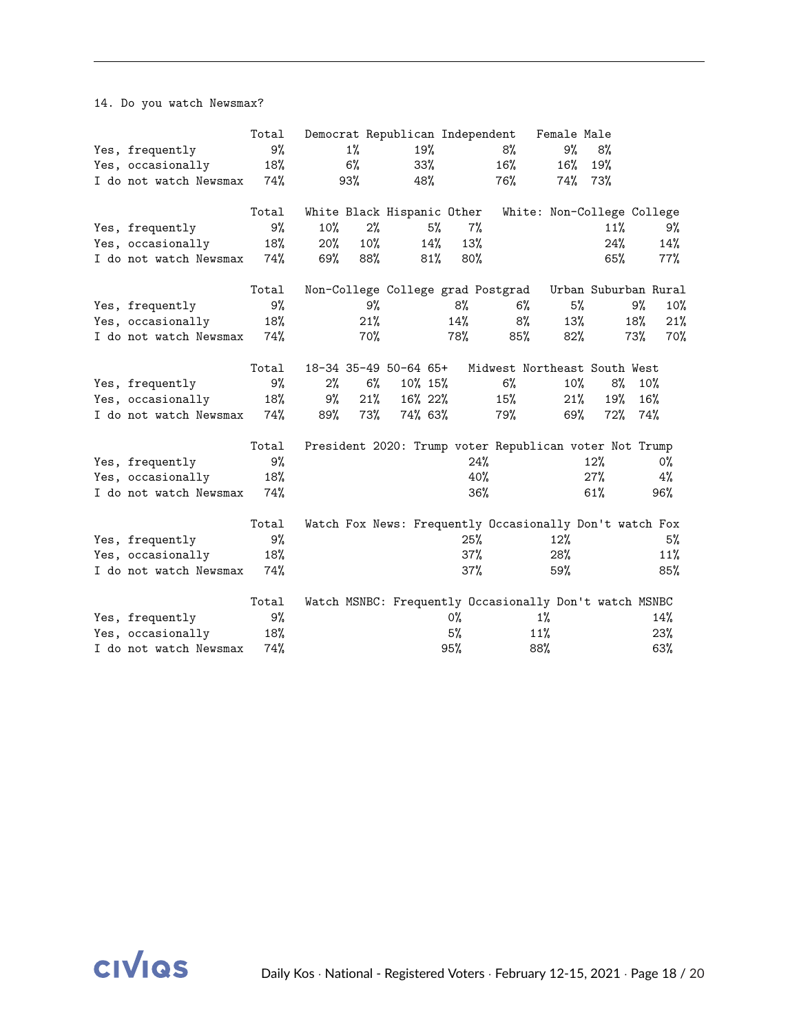14. Do you watch Newsmax?

| | Total | Democrat | Republican | Independent | Female | Male |
|---|---|---|---|---|---|---|
| Yes, frequently | 9% | 1% | 19% | 8% | 9% | 8% |
| Yes, occasionally | 18% | 6% | 33% | 16% | 16% | 19% |
| I do not watch Newsmax | 74% | 93% | 48% | 76% | 74% | 73% |

| | Total | White | Black | Hispanic | Other | White: Non-College | College |
|---|---|---|---|---|---|---|---|
| Yes, frequently | 9% | 10% | 2% | 5% | 7% | 11% | 9% |
| Yes, occasionally | 18% | 20% | 10% | 14% | 13% | 24% | 14% |
| I do not watch Newsmax | 74% | 69% | 88% | 81% | 80% | 65% | 77% |

| | Total | Non-College | College grad | Postgrad | Urban | Suburban | Rural |
|---|---|---|---|---|---|---|---|
| Yes, frequently | 9% | 9% | 8% | 6% | 5% | 9% | 10% |
| Yes, occasionally | 18% | 21% | 14% | 8% | 13% | 18% | 21% |
| I do not watch Newsmax | 74% | 70% | 78% | 85% | 82% | 73% | 70% |

| | Total | 18-34 | 35-49 | 50-64 | 65+ | Midwest | Northeast | South | West |
|---|---|---|---|---|---|---|---|---|---|
| Yes, frequently | 9% | 2% | 6% | 10% | 15% | 6% | 10% | 8% | 10% |
| Yes, occasionally | 18% | 9% | 21% | 16% | 22% | 15% | 21% | 19% | 16% |
| I do not watch Newsmax | 74% | 89% | 73% | 74% | 63% | 79% | 69% | 72% | 74% |

| | Total | President 2020: Trump voter | Republican voter Not Trump | |
|---|---|---|---|---|
| Yes, frequently | 9% | 24% | 12% | 0% |
| Yes, occasionally | 18% | 40% | 27% | 4% |
| I do not watch Newsmax | 74% | 36% | 61% | 96% |

| | Total | Watch Fox News: Frequently | Occasionally | Don't watch Fox |
|---|---|---|---|---|
| Yes, frequently | 9% | 25% | 12% | 5% |
| Yes, occasionally | 18% | 37% | 28% | 11% |
| I do not watch Newsmax | 74% | 37% | 59% | 85% |

| | Total | Watch MSNBC: Frequently | Occasionally | Don't watch MSNBC |
|---|---|---|---|---|
| Yes, frequently | 9% | 0% | 1% | 14% |
| Yes, occasionally | 18% | 5% | 11% | 23% |
| I do not watch Newsmax | 74% | 95% | 88% | 63% |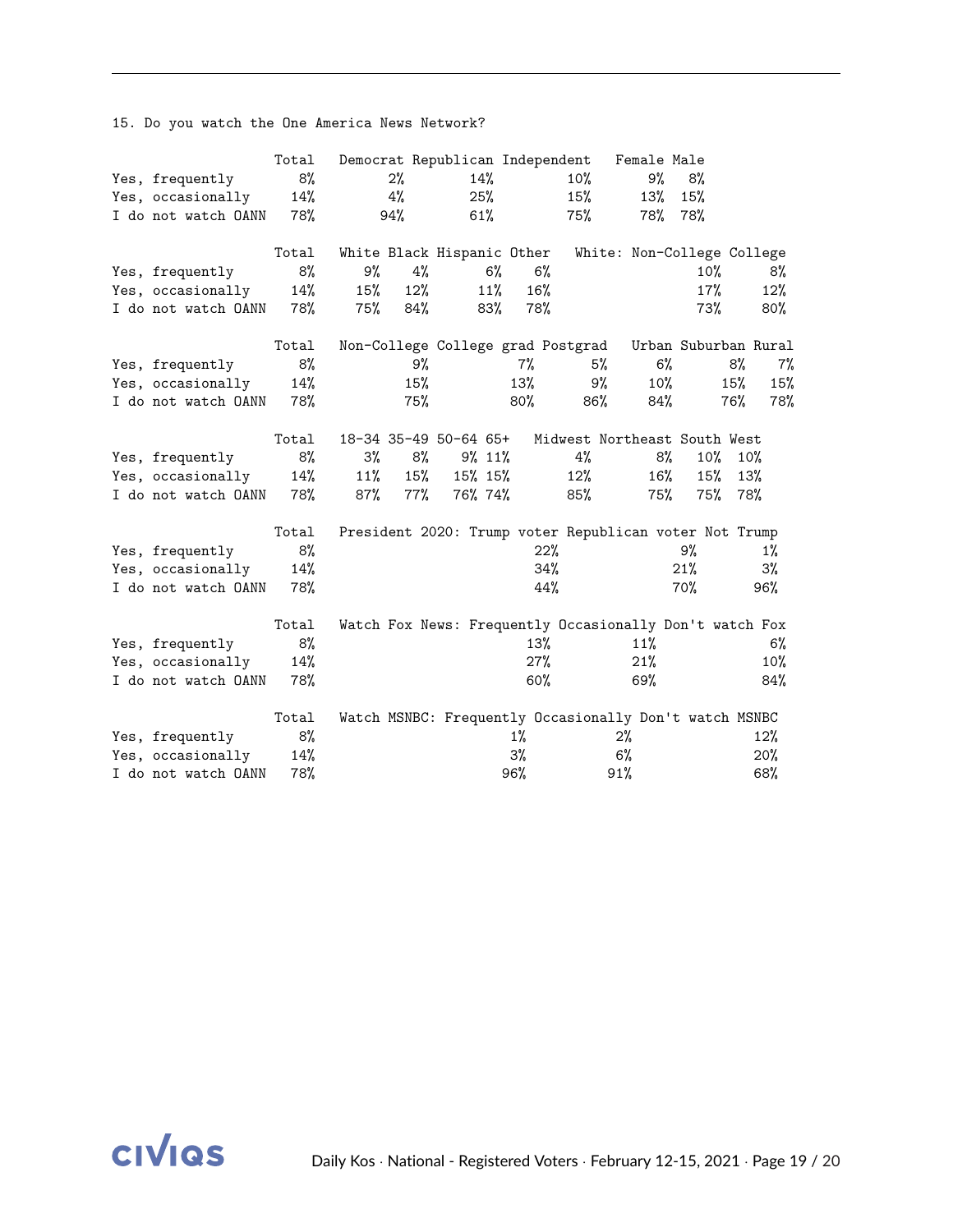15. Do you watch the One America News Network?

| | Total | Democrat | Republican | Independent | Female | Male |
|---|---|---|---|---|---|---|
| Yes, frequently | 8% | 2% | 14% | 10% | 9% | 8% |
| Yes, occasionally | 14% | 4% | 25% | 15% | 13% | 15% |
| I do not watch OANN | 78% | 94% | 61% | 75% | 78% | 78% |

| | Total | White | Black | Hispanic | Other | White: Non-College | College |
|---|---|---|---|---|---|---|---|
| Yes, frequently | 8% | 9% | 4% | 6% | 6% | 10% | 8% |
| Yes, occasionally | 14% | 15% | 12% | 11% | 16% | 17% | 12% |
| I do not watch OANN | 78% | 75% | 84% | 83% | 78% | 73% | 80% |

| | Total | Non-College | College grad | Postgrad | Urban | Suburban | Rural |
|---|---|---|---|---|---|---|---|
| Yes, frequently | 8% | 9% | 7% | 5% | 6% | 8% | 7% |
| Yes, occasionally | 14% | 15% | 13% | 9% | 10% | 15% | 15% |
| I do not watch OANN | 78% | 75% | 80% | 86% | 84% | 76% | 78% |

| | Total | 18-34 | 35-49 | 50-64 | 65+ | Midwest | Northeast | South | West |
|---|---|---|---|---|---|---|---|---|---|
| Yes, frequently | 8% | 3% | 8% | 9% | 11% | 4% | 8% | 10% | 10% |
| Yes, occasionally | 14% | 11% | 15% | 15% | 15% | 12% | 16% | 15% | 13% |
| I do not watch OANN | 78% | 87% | 77% | 76% | 74% | 85% | 75% | 75% | 78% |

| | Total | President 2020: Trump voter | Republican voter Not Trump |
|---|---|---|---|
| Yes, frequently | 8% | 22% | 9% | 1% |
| Yes, occasionally | 14% | 34% | 21% | 3% |
| I do not watch OANN | 78% | 44% | 70% | 96% |

| | Total | Watch Fox News: Frequently | Occasionally | Don't watch Fox |
|---|---|---|---|---|
| Yes, frequently | 8% | 13% | 11% | 6% |
| Yes, occasionally | 14% | 27% | 21% | 10% |
| I do not watch OANN | 78% | 60% | 69% | 84% |

| | Total | Watch MSNBC: Frequently | Occasionally | Don't watch MSNBC |
|---|---|---|---|---|
| Yes, frequently | 8% | 1% | 2% | 12% |
| Yes, occasionally | 14% | 3% | 6% | 20% |
| I do not watch OANN | 78% | 96% | 91% | 68% |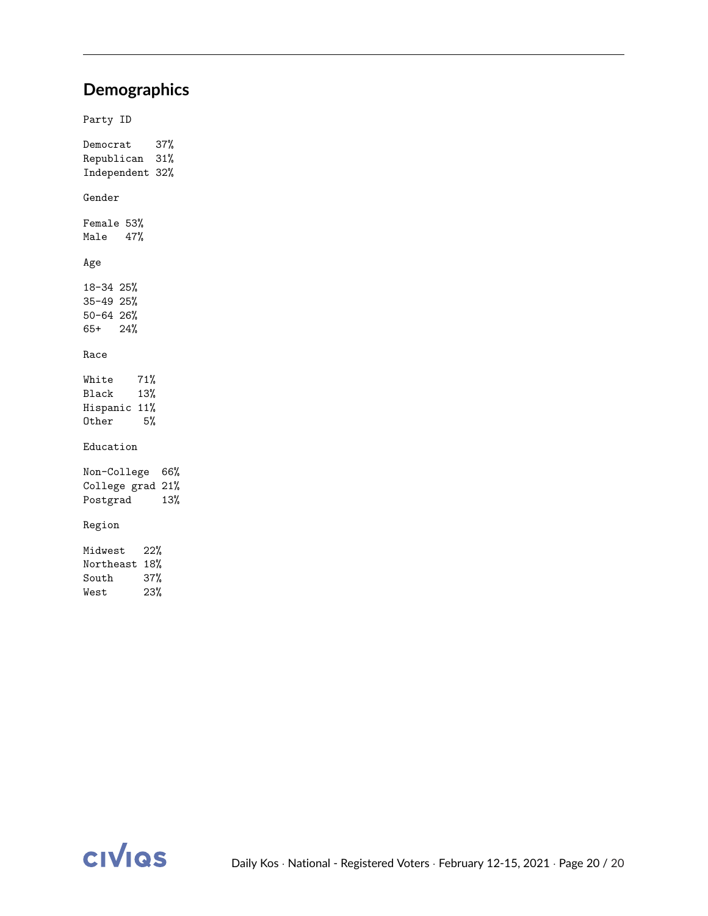## Demographics

Party ID

| | |
|---|---|
| Democrat | 37% |
| Republican | 31% |
| Independent | 32% |

Gender

| | |
|---|---|
| Female | 53% |
| Male | 47% |

Age

| | |
|---|---|
| 18-34 | 25% |
| 35-49 | 25% |
| 50-64 | 26% |
| 65+ | 24% |

Race

| | |
|---|---|
| White | 71% |
| Black | 13% |
| Hispanic | 11% |
| Other | 5% |

Education

| | |
|---|---|
| Non-College | 66% |
| College grad | 21% |
| Postgrad | 13% |

Region

| | |
|---|---|
| Midwest | 22% |
| Northeast | 18% |
| South | 37% |
| West | 23% |